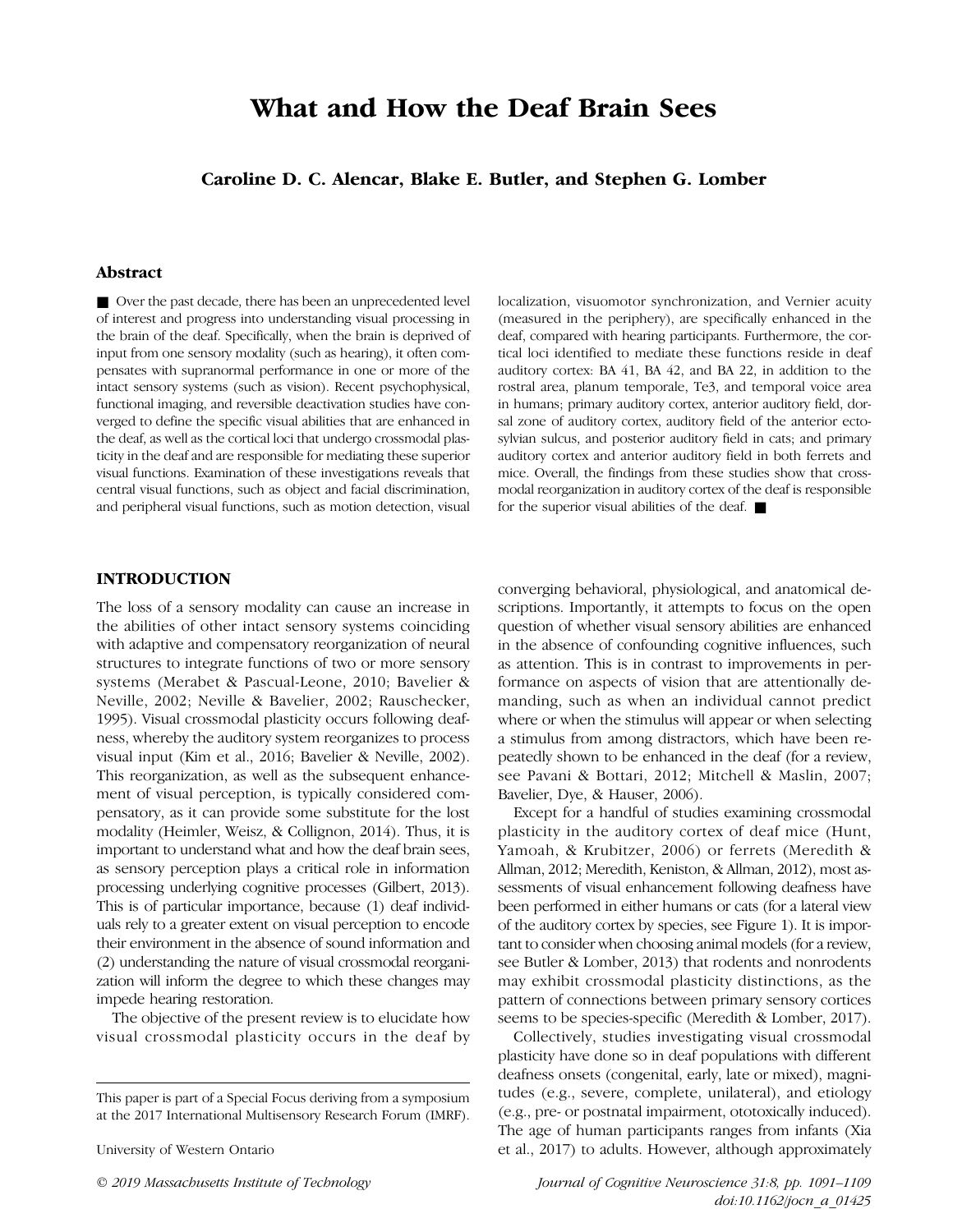# What and How the Deaf Brain Sees

**Caroline D. C. Alencar, Blake E. Butler, and Stephen G. Lomber**

## Abstract

■ Over the past decade, there has been an unprecedented level of interest and progress into understanding visual processing in the brain of the deaf. Specifically, when the brain is deprived of input from one sensory modality (such as hearing), it often compensates with supranormal performance in one or more of the intact sensory systems (such as vision). Recent psychophysical, functional imaging, and reversible deactivation studies have converged to define the specific visual abilities that are enhanced in the deaf, as well as the cortical loci that undergo crossmodal plasticity in the deaf and are responsible for mediating these superior visual functions. Examination of these investigations reveals that central visual functions, such as object and facial discrimination, and peripheral visual functions, such as motion detection, visual localization, visuomotor synchronization, and Vernier acuity (measured in the periphery), are specifically enhanced in the deaf, compared with hearing participants. Furthermore, the cortical loci identified to mediate these functions reside in deaf auditory cortex: BA 41, BA 42, and BA 22, in addition to the rostral area, planum temporale, Te3, and temporal voice area in humans; primary auditory cortex, anterior auditory field, dorsal zone of auditory cortex, auditory field of the anterior ectosylvian sulcus, and posterior auditory field in cats; and primary auditory cortex and anterior auditory field in both ferrets and mice. Overall, the findings from these studies show that crossmodal reorganization in auditory cortex of the deaf is responsible for the superior visual abilities of the deaf. ■

## INTRODUCTION

The loss of a sensory modality can cause an increase in the abilities of other intact sensory systems coinciding with adaptive and compensatory reorganization of neural structures to integrate functions of two or more sensory systems (Merabet & Pascual-Leone, 2010; Bavelier & Neville, 2002; Neville & Bavelier, 2002; Rauschecker, 1995). Visual crossmodal plasticity occurs following deafness, whereby the auditory system reorganizes to process visual input (Kim et al., 2016; Bavelier & Neville, 2002). This reorganization, as well as the subsequent enhancement of visual perception, is typically considered compensatory, as it can provide some substitute for the lost modality (Heimler, Weisz, & Collignon, 2014). Thus, it is important to understand what and how the deaf brain sees, as sensory perception plays a critical role in information processing underlying cognitive processes (Gilbert, 2013). This is of particular importance, because (1) deaf individuals rely to a greater extent on visual perception to encode their environment in the absence of sound information and (2) understanding the nature of visual crossmodal reorganization will inform the degree to which these changes may impede hearing restoration.

The objective of the present review is to elucidate how visual crossmodal plasticity occurs in the deaf by converging behavioral, physiological, and anatomical descriptions. Importantly, it attempts to focus on the open question of whether visual sensory abilities are enhanced in the absence of confounding cognitive influences, such as attention. This is in contrast to improvements in performance on aspects of vision that are attentionally demanding, such as when an individual cannot predict where or when the stimulus will appear or when selecting a stimulus from among distractors, which have been repeatedly shown to be enhanced in the deaf (for a review, see Pavani & Bottari, 2012; Mitchell & Maslin, 2007; Bavelier, Dye, & Hauser, 2006).

Except for a handful of studies examining crossmodal plasticity in the auditory cortex of deaf mice (Hunt, Yamoah, & Krubitzer, 2006) or ferrets (Meredith & Allman, 2012; Meredith, Keniston, & Allman, 2012), most assessments of visual enhancement following deafness have been performed in either humans or cats (for a lateral view of the auditory cortex by species, see Figure 1). It is important to consider when choosing animal models (for a review, see Butler & Lomber, 2013) that rodents and nonrodents may exhibit crossmodal plasticity distinctions, as the pattern of connections between primary sensory cortices seems to be species-specific (Meredith & Lomber, 2017).

Collectively, studies investigating visual crossmodal plasticity have done so in deaf populations with different deafness onsets (congenital, early, late or mixed), magnitudes (e.g., severe, complete, unilateral), and etiology (e.g., pre- or postnatal impairment, ototoxically induced). The age of human participants ranges from infants (Xia et al., 2017) to adults. However, although approximately

This paper is part of a Special Focus deriving from a symposium at the 2017 International Multisensory Research Forum (IMRF).

University of Western Ontario

© 2019 Massachusetts Institute of Technology

doi:10.1162/jocn_a_01425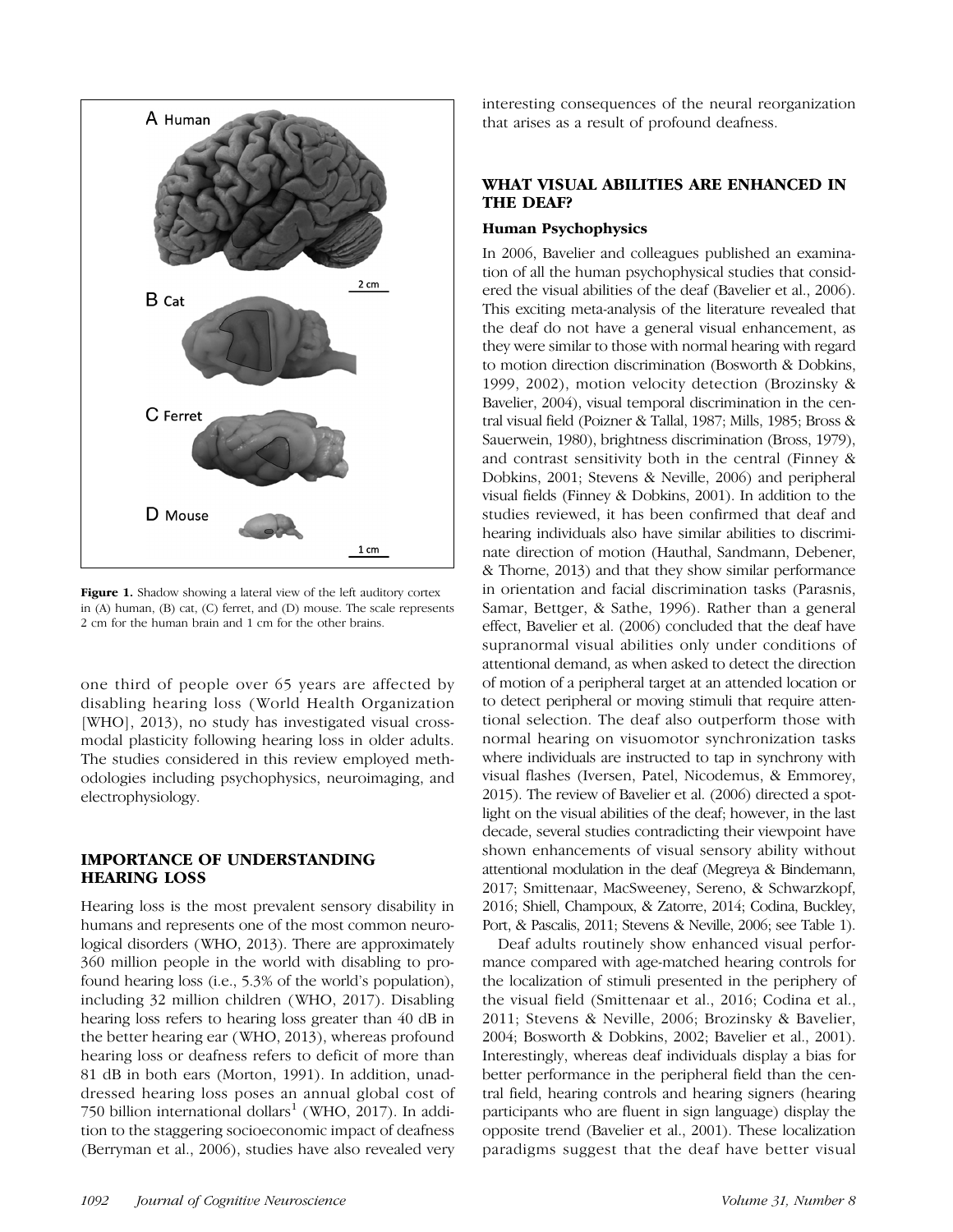Figure 1. Shadow showing a lateral view of the left auditory cortex in (A) human, (B) cat, (C) ferret, and (D) mouse. The scale represents 2 cm for the human brain and 1 cm for the other brains.

one third of people over 65 years are affected by disabling hearing loss (World Health Organization [WHO], 2013), no study has investigated visual cross-modal plasticity following hearing loss in older adults. The studies considered in this review employed methodologies including psychophysics, neuroimaging, and electrophysiology.

## IMPORTANCE OF UNDERSTANDING HEARING LOSS

Hearing loss is the most prevalent sensory disability in humans and represents one of the most common neurological disorders (WHO, 2013). There are approximately 360 million people in the world with disabling to profound hearing loss (i.e., 5.3% of the world's population), including 32 million children (WHO, 2017). Disabling hearing loss refers to hearing loss greater than 40 dB in the better hearing ear (WHO, 2013), whereas profound hearing loss or deafness refers to deficit of more than 81 dB in both ears (Morton, 1991). In addition, unaddressed hearing loss poses an annual global cost of 750 billion international dollars[1] (WHO, 2017). In addition to the staggering socioeconomic impact of deafness (Berryman et al., 2006), studies have also revealed very interesting consequences of the neural reorganization that arises as a result of profound deafness.

## WHAT VISUAL ABILITIES ARE ENHANCED IN THE DEAF?

### Human Psychophysics

In 2006, Bavelier and colleagues published an examination of all the human psychophysical studies that considered the visual abilities of the deaf (Bavelier et al., 2006). This exciting meta-analysis of the literature revealed that the deaf do not have a general visual enhancement, as they were similar to those with normal hearing with regard to motion direction discrimination (Bosworth & Dobkins, 1999, 2002), motion velocity detection (Brozinsky & Bavelier, 2004), visual temporal discrimination in the central visual field (Poizner & Tallal, 1987; Mills, 1985; Bross & Sauerwein, 1980), brightness discrimination (Bross, 1979), and contrast sensitivity both in the central (Finney & Dobkins, 2001; Stevens & Neville, 2006) and peripheral visual fields (Finney & Dobkins, 2001). In addition to the studies reviewed, it has been confirmed that deaf and hearing individuals also have similar abilities to discriminate direction of motion (Hauthal, Sandmann, Debener, & Thorne, 2013) and that they show similar performance in orientation and facial discrimination tasks (Parasnis, Samar, Bettger, & Sathe, 1996). Rather than a general effect, Bavelier et al. (2006) concluded that the deaf have supranormal visual abilities only under conditions of attentional demand, as when asked to detect the direction of motion of a peripheral target at an attended location or to detect peripheral or moving stimuli that require attentional selection. The deaf also outperform those with normal hearing on visuomotor synchronization tasks where individuals are instructed to tap in synchrony with visual flashes (Iversen, Patel, Nicodemus, & Emmorey, 2015). The review of Bavelier et al. (2006) directed a spotlight on the visual abilities of the deaf; however, in the last decade, several studies contradicting their viewpoint have shown enhancements of visual sensory ability without attentional modulation in the deaf (Megreya & Bindemann, 2017; Smittenaar, MacSweeney, Sereno, & Schwarzkopf, 2016; Shiell, Champoux, & Zatorre, 2014; Codina, Buckley, Port, & Pascalis, 2011; Stevens & Neville, 2006; see Table 1).

Deaf adults routinely show enhanced visual performance compared with age-matched hearing controls for the localization of stimuli presented in the periphery of the visual field (Smittenaar et al., 2016; Codina et al., 2011; Stevens & Neville, 2006; Brozinsky & Bavelier, 2004; Bosworth & Dobkins, 2002; Bavelier et al., 2001). Interestingly, whereas deaf individuals display a bias for better performance in the peripheral field than the central field, hearing controls and hearing signers (hearing participants who are fluent in sign language) display the opposite trend (Bavelier et al., 2001). These localization paradigms suggest that the deaf have better visual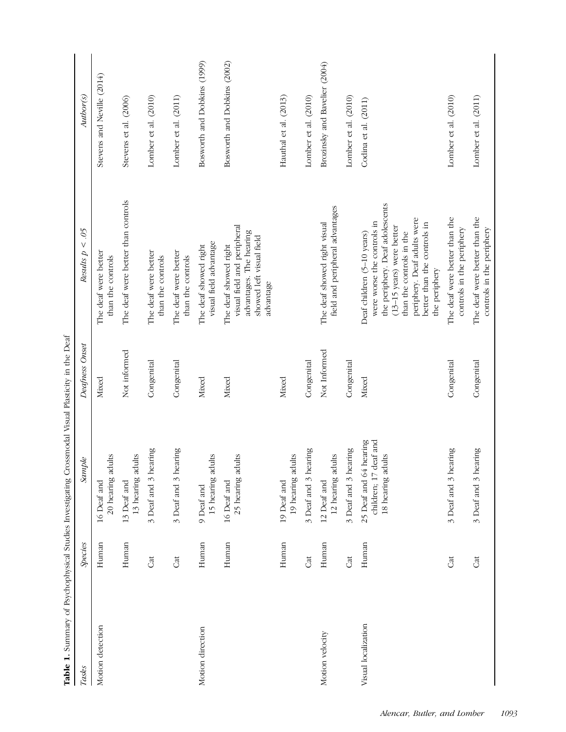**Table 1.** Summary of Psychophysical Studies Investigating Crossmodal Visual Plasticity in the Deaf

| Tasks | Species | Sample | Deafness Onset | Results $p < .05$ | Author(s) |
|---|---|---|---|---|---|
| Motion detection | Human | 16 Deaf and 20 hearing adults | Mixed | The deaf were better than the controls | Stevens and Neville (2014) |
| | Human | 13 Deaf and 13 hearing adults | Not informed | The deaf were better than controls | Stevens et al. (2006) |
| | Cat | 3 Deaf and 3 hearing | Congenital | The deaf were better than the controls | Lomber et al. (2010) |
| | Cat | 3 Deaf and 3 hearing | Congenital | The deaf were better than the controls | Lomber et al. (2011) |
| Motion direction | Human | 9 Deaf and 15 hearing adults | Mixed | The deaf showed right visual field advantage | Bosworth and Dobkins (1999) |
| | Human | 16 Deaf and 25 hearing adults | Mixed | The deaf showed right visual field and peripheral advantages. The hearing showed left visual field advantage | Bosworth and Dobkins (2002) |
| | Human | 19 Deaf and 19 hearing adults | Mixed | | Hauthal et al. (2013) |
| | Cat | 3 Deaf and 3 hearing | Congenital | | Lomber et al. (2010) |
| Motion velocity | Human | 12 Deaf and 12 hearing adults | Not Informed | The deaf showed right visual field and peripheral advantages | Brozinsky and Bavelier (2004) |
| | Cat | 3 Deaf and 3 hearing | Congenital | | Lomber et al. (2010) |
| Visual localization | Human | 25 Deaf and 64 hearing children; 17 deaf and 18 hearing adults | Mixed | Deaf children (5–10 years) were worse the controls in the periphery. Deaf adolescents (13–15 years) were better than the controls in the periphery. Deaf adults were better than the controls in the periphery | Codina et al. (2011) |
| | Cat | 3 Deaf and 3 hearing | Congenital | The deaf were better than the controls in the periphery | Lomber et al. (2010) |
| | Cat | 3 Deaf and 3 hearing | Congenital | The deaf were better than the controls in the periphery | Lomber et al. (2011) |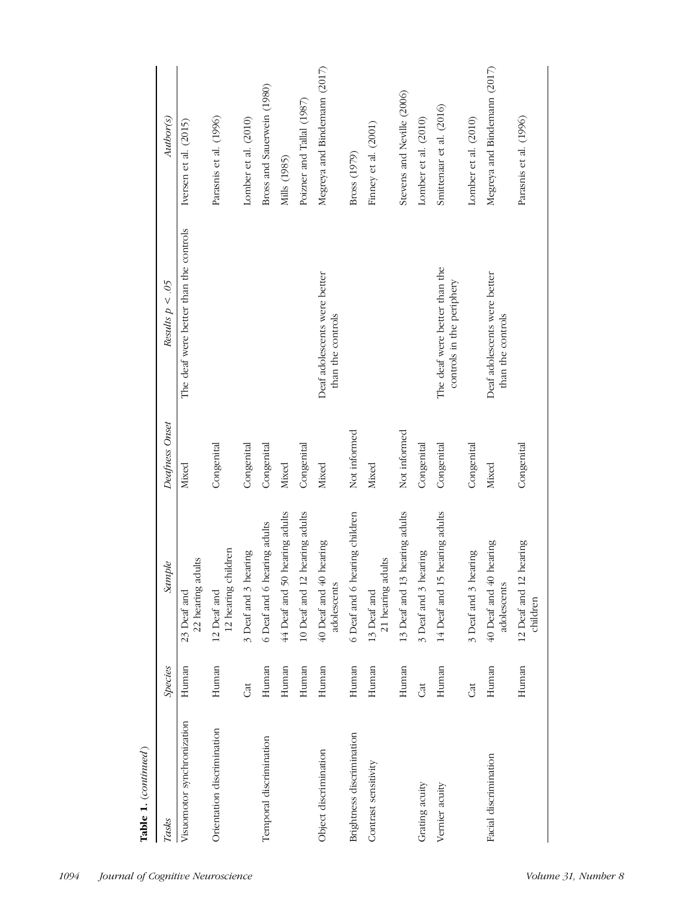**Table 1.** (*continued*)

| *Tasks* | *Species* | *Sample* | *Deafness Onset* | *Results $p < .05$* | *Author(s)* |
|---|---|---|---|---|---|
| Visuomotor synchronization | Human | 23 Deaf and 22 hearing adults | Mixed | The deaf were better than the controls | Iversen et al. (2015) |
| Orientation discrimination | Human | 12 Deaf and 12 hearing children | Congenital | | Parasnis et al. (1996) |
| | Cat | 3 Deaf and 3 hearing | Congenital | | Lomber et al. (2010) |
| Temporal discrimination | Human | 6 Deaf and 6 hearing adults | Congenital | | Bross and Sauerwein (1980) |
| | Human | 44 Deaf and 50 hearing adults | Mixed | | Mills (1985) |
| | Human | 10 Deaf and 12 hearing adults | Congenital | | Poizner and Tallal (1987) |
| Object discrimination | Human | 40 Deaf and 40 hearing adolescents | Mixed | Deaf adolescents were better than the controls | Megreya and Bindemann (2017) |
| Brightness discrimination | Human | 6 Deaf and 6 hearing children | Not informed | | Bross (1979) |
| Contrast sensitivity | Human | 13 Deaf and 21 hearing adults | Mixed | | Finney et al. (2001) |
| | Human | 13 Deaf and 13 hearing adults | Not informed | | Stevens and Neville (2006) |
| Grating acuity | Cat | 3 Deaf and 3 hearing | Congenital | | Lomber et al. (2010) |
| Vernier acuity | Human | 14 Deaf and 15 hearing adults | Congenital | The deaf were better than the controls in the periphery | Smittenaar et al. (2016) |
| | Cat | 3 Deaf and 3 hearing | Congenital | | Lomber et al. (2010) |
| Facial discrimination | Human | 40 Deaf and 40 hearing adolescents | Mixed | Deaf adolescents were better than the controls | Megreya and Bindemann (2017) |
| | Human | 12 Deaf and 12 hearing children | Congenital | | Parasnis et al. (1996) |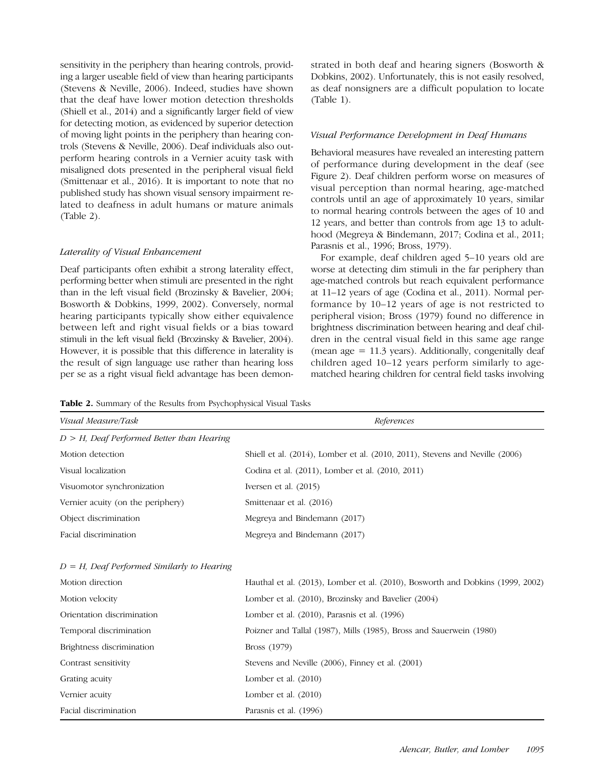sensitivity in the periphery than hearing controls, providing a larger useable field of view than hearing participants (Stevens & Neville, 2006). Indeed, studies have shown that the deaf have lower motion detection thresholds (Shiell et al., 2014) and a significantly larger field of view for detecting motion, as evidenced by superior detection of moving light points in the periphery than hearing controls (Stevens & Neville, 2006). Deaf individuals also outperform hearing controls in a Vernier acuity task with misaligned dots presented in the peripheral visual field (Smittenaar et al., 2016). It is important to note that no published study has shown visual sensory impairment related to deafness in adult humans or mature animals (Table 2).

### *Laterality of Visual Enhancement*

Deaf participants often exhibit a strong laterality effect, performing better when stimuli are presented in the right than in the left visual field (Brozinsky & Bavelier, 2004; Bosworth & Dobkins, 1999, 2002). Conversely, normal hearing participants typically show either equivalence between left and right visual fields or a bias toward stimuli in the left visual field (Brozinsky & Bavelier, 2004). However, it is possible that this difference in laterality is the result of sign language use rather than hearing loss per se as a right visual field advantage has been demonstrated in both deaf and hearing signers (Bosworth & Dobkins, 2002). Unfortunately, this is not easily resolved, as deaf nonsigners are a difficult population to locate (Table 1).

### *Visual Performance Development in Deaf Humans*

Behavioral measures have revealed an interesting pattern of performance during development in the deaf (see Figure 2). Deaf children perform worse on measures of visual perception than normal hearing, age-matched controls until an age of approximately 10 years, similar to normal hearing controls between the ages of 10 and 12 years, and better than controls from age 13 to adulthood (Megreya & Bindemann, 2017; Codina et al., 2011; Parasnis et al., 1996; Bross, 1979).

For example, deaf children aged 5–10 years old are worse at detecting dim stimuli in the far periphery than age-matched controls but reach equivalent performance at 11–12 years of age (Codina et al., 2011). Normal performance by 10–12 years of age is not restricted to peripheral vision; Bross (1979) found no difference in brightness discrimination between hearing and deaf children in the central visual field in this same age range (mean age = 11.3 years). Additionally, congenitally deaf children aged 10–12 years perform similarly to age-matched hearing children for central field tasks involving

**Table 2.** Summary of the Results from Psychophysical Visual Tasks

| *Visual Measure/Task* | *References* |
|---|---|
| *D > H, Deaf Performed Better than Hearing* | |
| Motion detection | Shiell et al. (2014), Lomber et al. (2010, 2011), Stevens and Neville (2006) |
| Visual localization | Codina et al. (2011), Lomber et al. (2010, 2011) |
| Visuomotor synchronization | Iversen et al. (2015) |
| Vernier acuity (on the periphery) | Smittenaar et al. (2016) |
| Object discrimination | Megreya and Bindemann (2017) |
| Facial discrimination | Megreya and Bindemann (2017) |
| *D = H, Deaf Performed Similarly to Hearing* | |
| Motion direction | Hauthal et al. (2013), Lomber et al. (2010), Bosworth and Dobkins (1999, 2002) |
| Motion velocity | Lomber et al. (2010), Brozinsky and Bavelier (2004) |
| Orientation discrimination | Lomber et al. (2010), Parasnis et al. (1996) |
| Temporal discrimination | Poizner and Tallal (1987), Mills (1985), Bross and Sauerwein (1980) |
| Brightness discrimination | Bross (1979) |
| Contrast sensitivity | Stevens and Neville (2006), Finney et al. (2001) |
| Grating acuity | Lomber et al. (2010) |
| Vernier acuity | Lomber et al. (2010) |
| Facial discrimination | Parasnis et al. (1996) |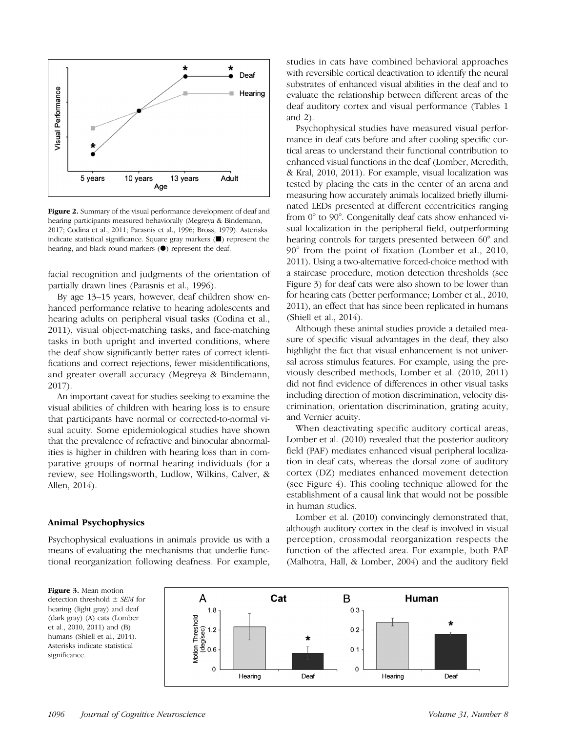**Figure 2.** Summary of the visual performance development of deaf and hearing participants measured behaviorally (Megreya & Bindemann, 2017; Codina et al., 2011; Parasnis et al., 1996; Bross, 1979). Asterisks indicate statistical significance. Square gray markers (■) represent the hearing, and black round markers (●) represent the deaf.

facial recognition and judgments of the orientation of partially drawn lines (Parasnis et al., 1996).

By age 13–15 years, however, deaf children show enhanced performance relative to hearing adolescents and hearing adults on peripheral visual tasks (Codina et al., 2011), visual object-matching tasks, and face-matching tasks in both upright and inverted conditions, where the deaf show significantly better rates of correct identifications and correct rejections, fewer misidentifications, and greater overall accuracy (Megreya & Bindemann, 2017).

An important caveat for studies seeking to examine the visual abilities of children with hearing loss is to ensure that participants have normal or corrected-to-normal visual acuity. Some epidemiological studies have shown that the prevalence of refractive and binocular abnormalities is higher in children with hearing loss than in comparative groups of normal hearing individuals (for a review, see Hollingsworth, Ludlow, Wilkins, Calver, & Allen, 2014).

## Animal Psychophysics

Psychophysical evaluations in animals provide us with a means of evaluating the mechanisms that underlie functional reorganization following deafness. For example, studies in cats have combined behavioral approaches with reversible cortical deactivation to identify the neural substrates of enhanced visual abilities in the deaf and to evaluate the relationship between different areas of the deaf auditory cortex and visual performance (Tables 1 and 2).

Psychophysical studies have measured visual performance in deaf cats before and after cooling specific cortical areas to understand their functional contribution to enhanced visual functions in the deaf (Lomber, Meredith, & Kral, 2010, 2011). For example, visual localization was tested by placing the cats in the center of an arena and measuring how accurately animals localized briefly illuminated LEDs presented at different eccentricities ranging from 0° to 90°. Congenitally deaf cats show enhanced visual localization in the peripheral field, outperforming hearing controls for targets presented between 60° and 90° from the point of fixation (Lomber et al., 2010, 2011). Using a two-alternative forced-choice method with a staircase procedure, motion detection thresholds (see Figure 3) for deaf cats were also shown to be lower than for hearing cats (better performance; Lomber et al., 2010, 2011), an effect that has since been replicated in humans (Shiell et al., 2014).

Although these animal studies provide a detailed measure of specific visual advantages in the deaf, they also highlight the fact that visual enhancement is not universal across stimulus features. For example, using the previously described methods, Lomber et al. (2010, 2011) did not find evidence of differences in other visual tasks including direction of motion discrimination, velocity discrimination, orientation discrimination, grating acuity, and Vernier acuity.

When deactivating specific auditory cortical areas, Lomber et al. (2010) revealed that the posterior auditory field (PAF) mediates enhanced visual peripheral localization in deaf cats, whereas the dorsal zone of auditory cortex (DZ) mediates enhanced movement detection (see Figure 4). This cooling technique allowed for the establishment of a causal link that would not be possible in human studies.

Lomber et al. (2010) convincingly demonstrated that, although auditory cortex in the deaf is involved in visual perception, crossmodal reorganization respects the function of the affected area. For example, both PAF (Malhotra, Hall, & Lomber, 2004) and the auditory field

**Figure 3.** Mean motion detection threshold ± *SEM* for hearing (light gray) and deaf (dark gray) (A) cats (Lomber et al., 2010, 2011) and (B) humans (Shiell et al., 2014). Asterisks indicate statistical significance.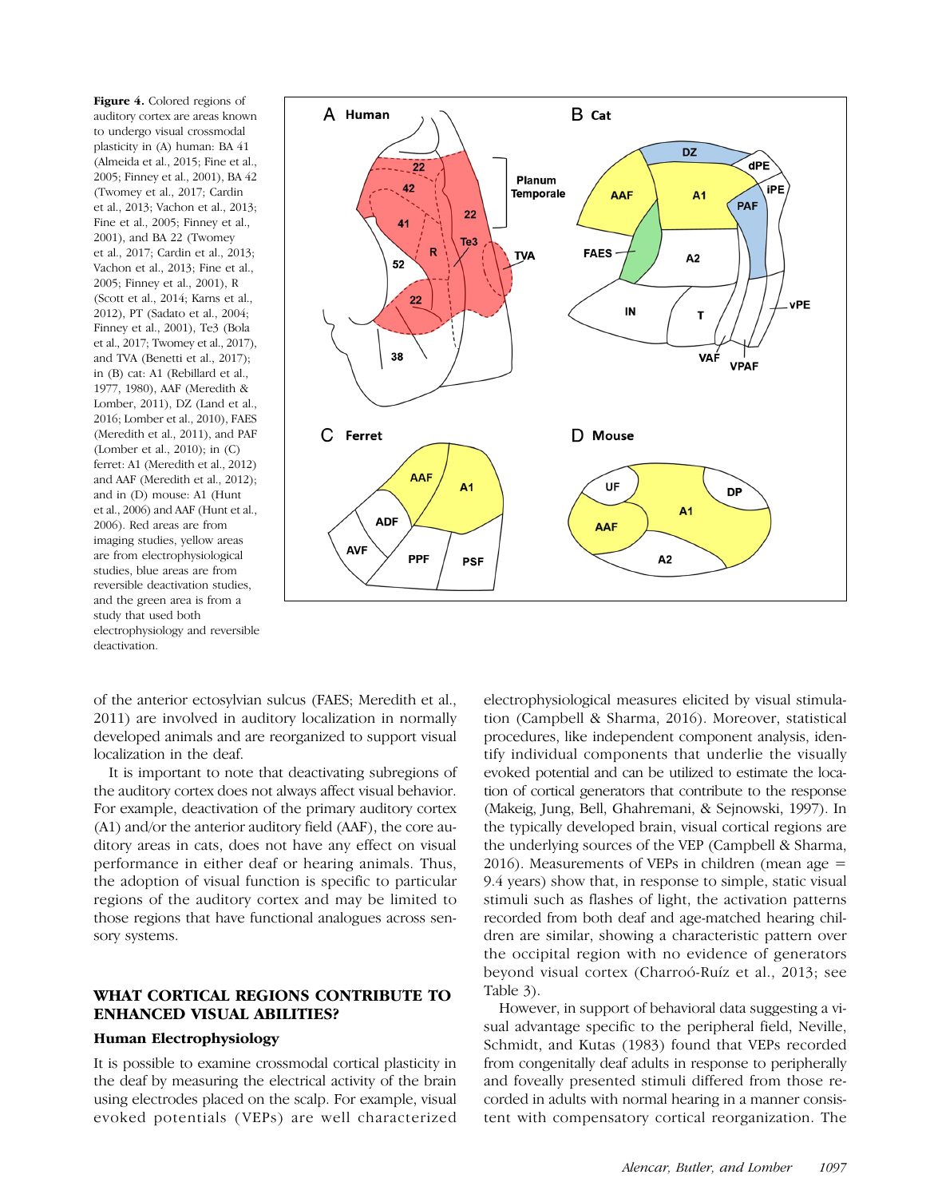**Figure 4.** Colored regions of auditory cortex are areas known to undergo visual crossmodal plasticity in (A) human: BA 41 (Almeida et al., 2015; Fine et al., 2005; Finney et al., 2001), BA 42 (Twomey et al., 2017; Cardin et al., 2013; Vachon et al., 2013; Fine et al., 2005; Finney et al., 2001), and BA 22 (Twomey et al., 2017; Cardin et al., 2013; Vachon et al., 2013; Fine et al., 2005; Finney et al., 2001), R (Scott et al., 2014; Karns et al., 2012), PT (Sadato et al., 2004; Finney et al., 2001), Te3 (Bola et al., 2017; Twomey et al., 2017), and TVA (Benetti et al., 2017); in (B) cat: A1 (Rebillard et al., 1977, 1980), AAF (Meredith & Lomber, 2011), DZ (Land et al., 2016; Lomber et al., 2010), FAES (Meredith et al., 2011), and PAF (Lomber et al., 2010); in (C) ferret: A1 (Meredith et al., 2012) and AAF (Meredith et al., 2012); and in (D) mouse: A1 (Hunt et al., 2006) and AAF (Hunt et al., 2006). Red areas are from imaging studies, yellow areas are from electrophysiological studies, blue areas are from reversible deactivation studies, and the green area is from a study that used both electrophysiology and reversible deactivation.

of the anterior ectosylvian sulcus (FAES; Meredith et al., 2011) are involved in auditory localization in normally developed animals and are reorganized to support visual localization in the deaf.

It is important to note that deactivating subregions of the auditory cortex does not always affect visual behavior. For example, deactivation of the primary auditory cortex (A1) and/or the anterior auditory field (AAF), the core auditory areas in cats, does not have any effect on visual performance in either deaf or hearing animals. Thus, the adoption of visual function is specific to particular regions of the auditory cortex and may be limited to those regions that have functional analogues across sensory systems.

## WHAT CORTICAL REGIONS CONTRIBUTE TO ENHANCED VISUAL ABILITIES?

### Human Electrophysiology

It is possible to examine crossmodal cortical plasticity in the deaf by measuring the electrical activity of the brain using electrodes placed on the scalp. For example, visual evoked potentials (VEPs) are well characterized electrophysiological measures elicited by visual stimulation (Campbell & Sharma, 2016). Moreover, statistical procedures, like independent component analysis, identify individual components that underlie the visually evoked potential and can be utilized to estimate the location of cortical generators that contribute to the response (Makeig, Jung, Bell, Ghahremani, & Sejnowski, 1997). In the typically developed brain, visual cortical regions are the underlying sources of the VEP (Campbell & Sharma, 2016). Measurements of VEPs in children (mean age = 9.4 years) show that, in response to simple, static visual stimuli such as flashes of light, the activation patterns recorded from both deaf and age-matched hearing children are similar, showing a characteristic pattern over the occipital region with no evidence of generators beyond visual cortex (Charroó-Ruíz et al., 2013; see Table 3).

However, in support of behavioral data suggesting a visual advantage specific to the peripheral field, Neville, Schmidt, and Kutas (1983) found that VEPs recorded from congenitally deaf adults in response to peripherally and foveally presented stimuli differed from those recorded from adults with normal hearing in a manner consistent with compensatory cortical reorganization. The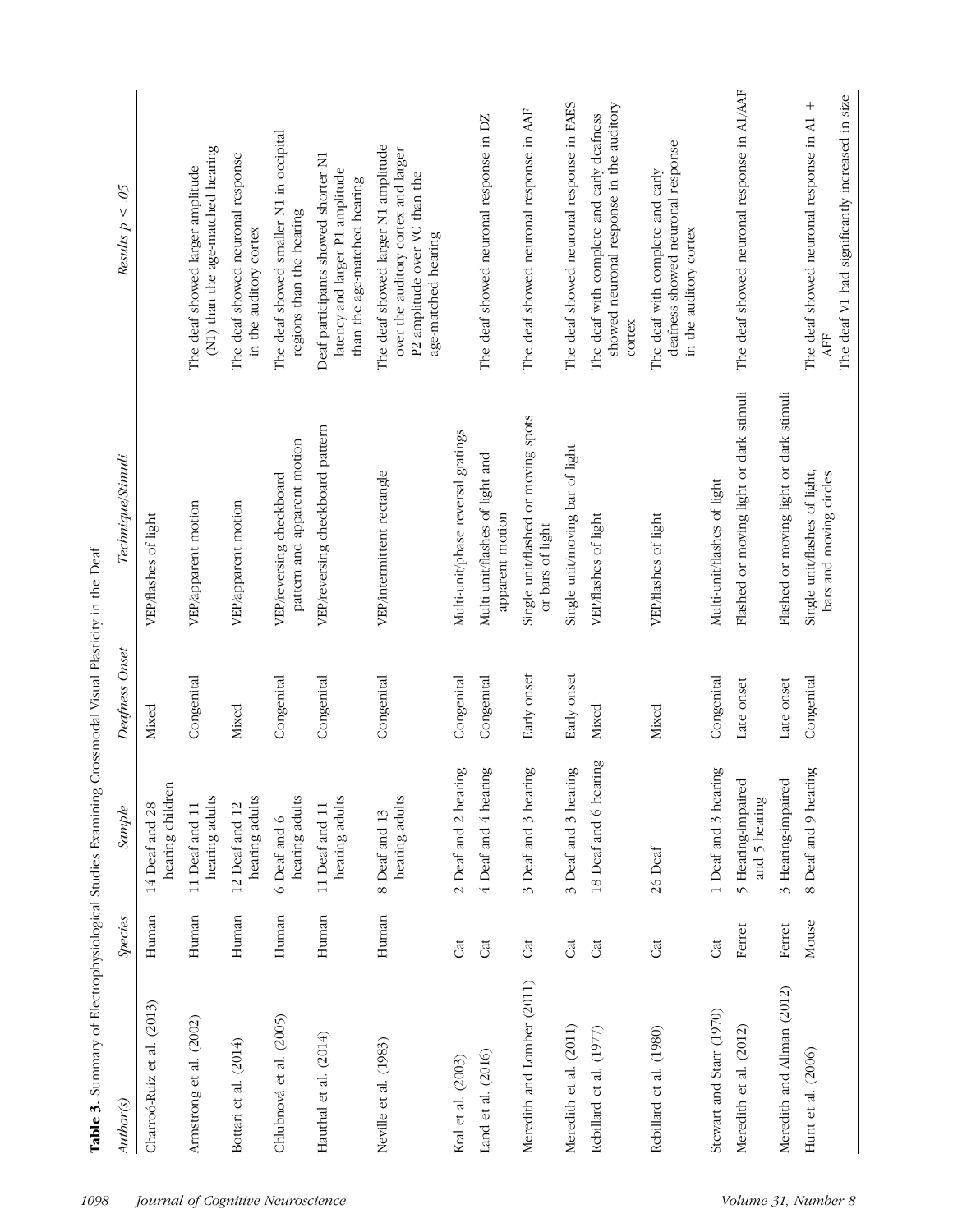**Table 3.** Summary of Electrophysiological Studies Examining Crossmodal Visual Plasticity in the Deaf

| *Author(s)* | *Species* | *Sample* | *Deafness Onset* | *Technique/Stimuli* | *Results p < .05* |
|---|---|---|---|---|---|
| Charroó-Ruíz et al. (2013) | Human | 14 Deaf and 28 hearing children | Mixed | VEP/flashes of light | |
| Armstrong et al. (2002) | Human | 11 Deaf and 11 hearing adults | Congenital | VEP/apparent motion | The deaf showed larger amplitude (N1) than the age-matched hearing |
| Bottari et al. (2014) | Human | 12 Deaf and 12 hearing adults | Mixed | VEP/apparent motion | The deaf showed neuronal response in the auditory cortex |
| Chlubnová et al. (2005) | Human | 6 Deaf and 6 hearing adults | Congenital | VEP/reversing checkboard pattern and apparent motion | The deaf showed smaller N1 in occipital regions than the hearing |
| Hauthal et al. (2014) | Human | 11 Deaf and 11 hearing adults | Congenital | VEP/reversing checkboard pattern | Deaf participants showed shorter N1 latency and larger P1 amplitude than the age-matched hearing |
| Neville et al. (1983) | Human | 8 Deaf and 13 hearing adults | Congenital | VEP/intermittent rectangle | The deaf showed larger N1 amplitude over the auditory cortex and larger P2 amplitude over VC than the age-matched hearing |
| Kral et al. (2003) | Cat | 2 Deaf and 2 hearing | Congenital | Multi-unit/phase reversal gratings | |
| Land et al. (2016) | Cat | 4 Deaf and 4 hearing | Congenital | Multi-unit/flashes of light and apparent motion | The deaf showed neuronal response in DZ |
| Meredith and Lomber (2011) | Cat | 3 Deaf and 3 hearing | Early onset | Single unit/flashed or moving spots or bars of light | The deaf showed neuronal response in AAF |
| Meredith et al. (2011) | Cat | 3 Deaf and 3 hearing | Early onset | Single unit/moving bar of light | The deaf showed neuronal response in FAES |
| Rebillard et al. (1977) | Cat | 18 Deaf and 6 hearing | Mixed | VEP/flashes of light | The deaf with complete and early deafness showed neuronal response in the auditory cortex |
| Rebillard et al. (1980) | Cat | 26 Deaf | Mixed | VEP/flashes of light | The deaf with complete and early deafness showed neuronal response in the auditory cortex |
| Stewart and Starr (1970) | Cat | 1 Deaf and 3 hearing | Congenital | Multi-unit/flashes of light | |
| Meredith et al. (2012) | Ferret | 5 Hearing-impaired and 5 hearing | Late onset | Flashed or moving light or dark stimuli | The deaf showed neuronal response in A1/AAF |
| Meredith and Allman (2012) | Ferret | 3 Hearing-impaired | Late onset | Flashed or moving light or dark stimuli | |
| Hunt et al. (2006) | Mouse | 8 Deaf and 9 hearing | Congenital | Single unit/flashes of light, bars and moving circles | The deaf showed neuronal response in A1 + AFF<br>The deaf V1 had significantly increased in size |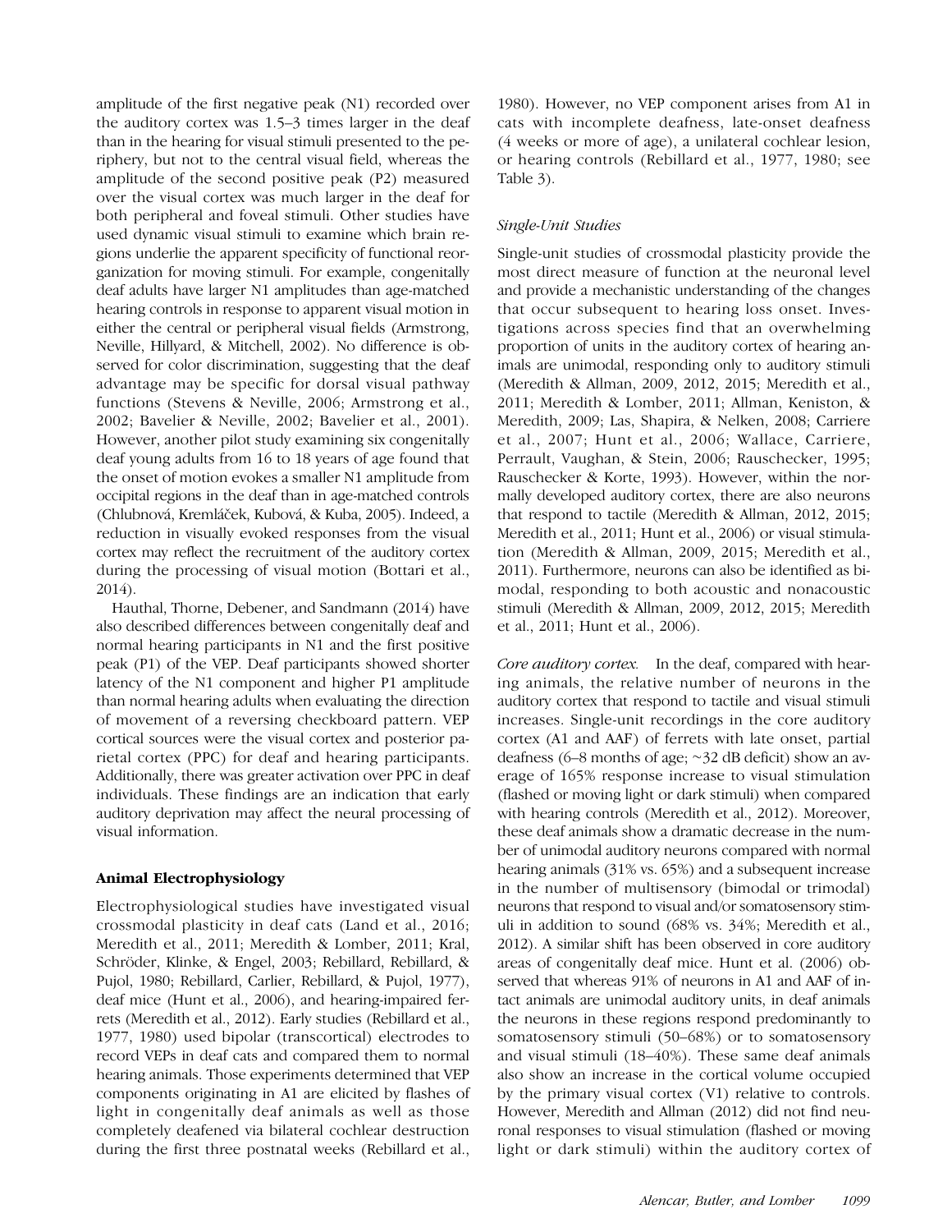amplitude of the first negative peak (N1) recorded over the auditory cortex was 1.5–3 times larger in the deaf than in the hearing for visual stimuli presented to the periphery, but not to the central visual field, whereas the amplitude of the second positive peak (P2) measured over the visual cortex was much larger in the deaf for both peripheral and foveal stimuli. Other studies have used dynamic visual stimuli to examine which brain regions underlie the apparent specificity of functional reorganization for moving stimuli. For example, congenitally deaf adults have larger N1 amplitudes than age-matched hearing controls in response to apparent visual motion in either the central or peripheral visual fields (Armstrong, Neville, Hillyard, & Mitchell, 2002). No difference is observed for color discrimination, suggesting that the deaf advantage may be specific for dorsal visual pathway functions (Stevens & Neville, 2006; Armstrong et al., 2002; Bavelier & Neville, 2002; Bavelier et al., 2001). However, another pilot study examining six congenitally deaf young adults from 16 to 18 years of age found that the onset of motion evokes a smaller N1 amplitude from occipital regions in the deaf than in age-matched controls (Chlubnová, Kremláček, Kubová, & Kuba, 2005). Indeed, a reduction in visually evoked responses from the visual cortex may reflect the recruitment of the auditory cortex during the processing of visual motion (Bottari et al., 2014).

Hauthal, Thorne, Debener, and Sandmann (2014) have also described differences between congenitally deaf and normal hearing participants in N1 and the first positive peak (P1) of the VEP. Deaf participants showed shorter latency of the N1 component and higher P1 amplitude than normal hearing adults when evaluating the direction of movement of a reversing checkboard pattern. VEP cortical sources were the visual cortex and posterior parietal cortex (PPC) for deaf and hearing participants. Additionally, there was greater activation over PPC in deaf individuals. These findings are an indication that early auditory deprivation may affect the neural processing of visual information.

## Animal Electrophysiology

Electrophysiological studies have investigated visual crossmodal plasticity in deaf cats (Land et al., 2016; Meredith et al., 2011; Meredith & Lomber, 2011; Kral, Schröder, Klinke, & Engel, 2003; Rebillard, Rebillard, & Pujol, 1980; Rebillard, Carlier, Rebillard, & Pujol, 1977), deaf mice (Hunt et al., 2006), and hearing-impaired ferrets (Meredith et al., 2012). Early studies (Rebillard et al., 1977, 1980) used bipolar (transcortical) electrodes to record VEPs in deaf cats and compared them to normal hearing animals. Those experiments determined that VEP components originating in A1 are elicited by flashes of light in congenitally deaf animals as well as those completely deafened via bilateral cochlear destruction during the first three postnatal weeks (Rebillard et al., 1980). However, no VEP component arises from A1 in cats with incomplete deafness, late-onset deafness (4 weeks or more of age), a unilateral cochlear lesion, or hearing controls (Rebillard et al., 1977, 1980; see Table 3).

### *Single-Unit Studies*

Single-unit studies of crossmodal plasticity provide the most direct measure of function at the neuronal level and provide a mechanistic understanding of the changes that occur subsequent to hearing loss onset. Investigations across species find that an overwhelming proportion of units in the auditory cortex of hearing animals are unimodal, responding only to auditory stimuli (Meredith & Allman, 2009, 2012, 2015; Meredith et al., 2011; Meredith & Lomber, 2011; Allman, Keniston, & Meredith, 2009; Las, Shapira, & Nelken, 2008; Carriere et al., 2007; Hunt et al., 2006; Wallace, Carriere, Perrault, Vaughan, & Stein, 2006; Rauschecker, 1995; Rauschecker & Korte, 1993). However, within the normally developed auditory cortex, there are also neurons that respond to tactile (Meredith & Allman, 2012, 2015; Meredith et al., 2011; Hunt et al., 2006) or visual stimulation (Meredith & Allman, 2009, 2015; Meredith et al., 2011). Furthermore, neurons can also be identified as bimodal, responding to both acoustic and nonacoustic stimuli (Meredith & Allman, 2009, 2012, 2015; Meredith et al., 2011; Hunt et al., 2006).

*Core auditory cortex.* In the deaf, compared with hearing animals, the relative number of neurons in the auditory cortex that respond to tactile and visual stimuli increases. Single-unit recordings in the core auditory cortex (A1 and AAF) of ferrets with late onset, partial deafness (6–8 months of age; ~32 dB deficit) show an average of 165% response increase to visual stimulation (flashed or moving light or dark stimuli) when compared with hearing controls (Meredith et al., 2012). Moreover, these deaf animals show a dramatic decrease in the number of unimodal auditory neurons compared with normal hearing animals (31% vs. 65%) and a subsequent increase in the number of multisensory (bimodal or trimodal) neurons that respond to visual and/or somatosensory stimuli in addition to sound (68% vs. 34%; Meredith et al., 2012). A similar shift has been observed in core auditory areas of congenitally deaf mice. Hunt et al. (2006) observed that whereas 91% of neurons in A1 and AAF of intact animals are unimodal auditory units, in deaf animals the neurons in these regions respond predominantly to somatosensory stimuli (50–68%) or to somatosensory and visual stimuli (18–40%). These same deaf animals also show an increase in the cortical volume occupied by the primary visual cortex (V1) relative to controls. However, Meredith and Allman (2012) did not find neuronal responses to visual stimulation (flashed or moving light or dark stimuli) within the auditory cortex of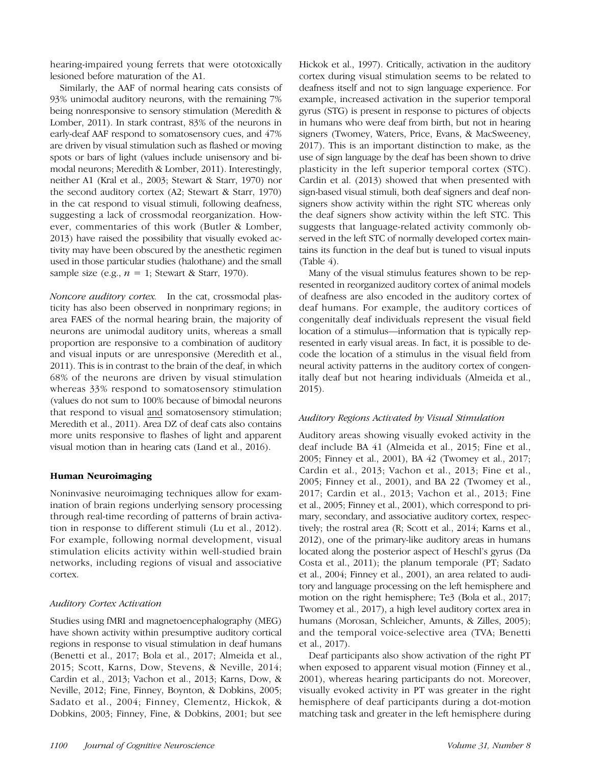hearing-impaired young ferrets that were ototoxically lesioned before maturation of the A1.

Similarly, the AAF of normal hearing cats consists of 93% unimodal auditory neurons, with the remaining 7% being nonresponsive to sensory stimulation (Meredith & Lomber, 2011). In stark contrast, 83% of the neurons in early-deaf AAF respond to somatosensory cues, and 47% are driven by visual stimulation such as flashed or moving spots or bars of light (values include unisensory and bimodal neurons; Meredith & Lomber, 2011). Interestingly, neither A1 (Kral et al., 2003; Stewart & Starr, 1970) nor the second auditory cortex (A2; Stewart & Starr, 1970) in the cat respond to visual stimuli, following deafness, suggesting a lack of crossmodal reorganization. However, commentaries of this work (Butler & Lomber, 2013) have raised the possibility that visually evoked activity may have been obscured by the anesthetic regimen used in those particular studies (halothane) and the small sample size (e.g., $n = 1$; Stewart & Starr, 1970).

*Noncore auditory cortex.* In the cat, crossmodal plasticity has also been observed in nonprimary regions; in area FAES of the normal hearing brain, the majority of neurons are unimodal auditory units, whereas a small proportion are responsive to a combination of auditory and visual inputs or are unresponsive (Meredith et al., 2011). This is in contrast to the brain of the deaf, in which 68% of the neurons are driven by visual stimulation whereas 33% respond to somatosensory stimulation (values do not sum to 100% because of bimodal neurons that respond to visual and somatosensory stimulation; Meredith et al., 2011). Area DZ of deaf cats also contains more units responsive to flashes of light and apparent visual motion than in hearing cats (Land et al., 2016).

## Human Neuroimaging

Noninvasive neuroimaging techniques allow for examination of brain regions underlying sensory processing through real-time recording of patterns of brain activation in response to different stimuli (Lu et al., 2012). For example, following normal development, visual stimulation elicits activity within well-studied brain networks, including regions of visual and associative cortex.

### *Auditory Cortex Activation*

Studies using fMRI and magnetoencephalography (MEG) have shown activity within presumptive auditory cortical regions in response to visual stimulation in deaf humans (Benetti et al., 2017; Bola et al., 2017; Almeida et al., 2015; Scott, Karns, Dow, Stevens, & Neville, 2014; Cardin et al., 2013; Vachon et al., 2013; Karns, Dow, & Neville, 2012; Fine, Finney, Boynton, & Dobkins, 2005; Sadato et al., 2004; Finney, Clementz, Hickok, & Dobkins, 2003; Finney, Fine, & Dobkins, 2001; but see Hickok et al., 1997). Critically, activation in the auditory cortex during visual stimulation seems to be related to deafness itself and not to sign language experience. For example, increased activation in the superior temporal gyrus (STG) is present in response to pictures of objects in humans who were deaf from birth, but not in hearing signers (Twomey, Waters, Price, Evans, & MacSweeney, 2017). This is an important distinction to make, as the use of sign language by the deaf has been shown to drive plasticity in the left superior temporal cortex (STC). Cardin et al. (2013) showed that when presented with sign-based visual stimuli, both deaf signers and deaf nonsigners show activity within the right STC whereas only the deaf signers show activity within the left STC. This suggests that language-related activity commonly observed in the left STC of normally developed cortex maintains its function in the deaf but is tuned to visual inputs (Table 4).

Many of the visual stimulus features shown to be represented in reorganized auditory cortex of animal models of deafness are also encoded in the auditory cortex of deaf humans. For example, the auditory cortices of congenitally deaf individuals represent the visual field location of a stimulus—information that is typically represented in early visual areas. In fact, it is possible to decode the location of a stimulus in the visual field from neural activity patterns in the auditory cortex of congenitally deaf but not hearing individuals (Almeida et al., 2015).

### *Auditory Regions Activated by Visual Stimulation*

Auditory areas showing visually evoked activity in the deaf include BA 41 (Almeida et al., 2015; Fine et al., 2005; Finney et al., 2001), BA 42 (Twomey et al., 2017; Cardin et al., 2013; Vachon et al., 2013; Fine et al., 2005; Finney et al., 2001), and BA 22 (Twomey et al., 2017; Cardin et al., 2013; Vachon et al., 2013; Fine et al., 2005; Finney et al., 2001), which correspond to primary, secondary, and associative auditory cortex, respectively; the rostral area (R; Scott et al., 2014; Karns et al., 2012), one of the primary-like auditory areas in humans located along the posterior aspect of Heschl's gyrus (Da Costa et al., 2011); the planum temporale (PT; Sadato et al., 2004; Finney et al., 2001), an area related to auditory and language processing on the left hemisphere and motion on the right hemisphere; Te3 (Bola et al., 2017; Twomey et al., 2017), a high level auditory cortex area in humans (Morosan, Schleicher, Amunts, & Zilles, 2005); and the temporal voice-selective area (TVA; Benetti et al., 2017).

Deaf participants also show activation of the right PT when exposed to apparent visual motion (Finney et al., 2001), whereas hearing participants do not. Moreover, visually evoked activity in PT was greater in the right hemisphere of deaf participants during a dot-motion matching task and greater in the left hemisphere during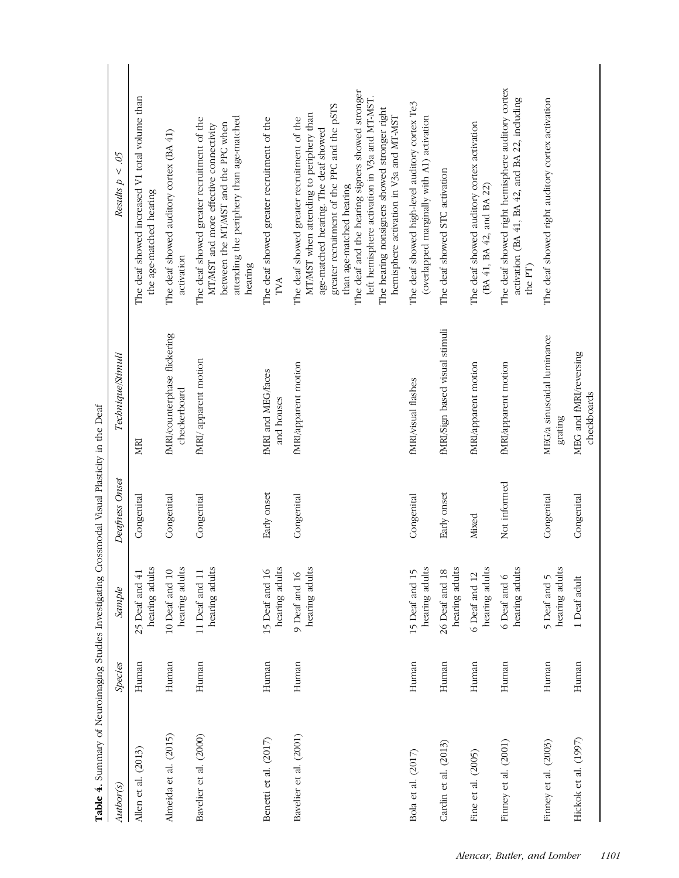**Table 4.** Summary of Neuroimaging Studies Investigating Crossmodal Visual Plasticity in the Deaf

| *Author(s)* | *Species* | *Sample* | *Deafness Onset* | *Technique/Stimuli* | *Results p < .05* |
|---|---|---|---|---|---|
| Allen et al. (2013) | Human | 25 Deaf and 41 hearing adults | Congenital | MRI | The deaf showed increased V1 total volume than the age-matched hearing |
| Almeida et al. (2015) | Human | 10 Deaf and 10 hearing adults | Congenital | fMRI/counterphase flickering checkerboard | The deaf showed auditory cortex (BA 41) activation |
| Bavelier et al. (2000) | Human | 11 Deaf and 11 hearing adults | Congenital | fMRI/ apparent motion | The deaf showed greater recruitment of the MT/MST and more effective connectivity between the MT/MST and the PPC when attending the periphery than age-matched hearing |
| Benetti et al. (2017) | Human | 15 Deaf and 16 hearing adults | Early onset | fMRI and MEG/faces and houses | The deaf showed greater recruitment of the TVA |
| Bavelier et al. (2001) | Human | 9 Deaf and 16 hearing adults | Congenital | fMRI/apparent motion | The deaf showed greater recruitment of the MT/MST when attending to periphery than age-matched hearing. The deaf showed greater recruitment of the PPC and the pSTS than age-matched hearing<br>The deaf and the hearing signers showed stronger left hemisphere activation in V3a and MT-MST.<br>The hearing nonsigners showed stronger right hemisphere activation in V3a and MT-MST |
| Bola et al. (2017) | Human | 15 Deaf and 15 hearing adults | Congenital | fMRI/visual flashes | The deaf showed high-level auditory cortex Te3 (overlapped marginally with A1) activation |
| Cardin et al. (2013) | Human | 26 Deaf and 18 hearing adults | Early onset | fMRI/Sign based visual stimuli | The deaf showed STC activation |
| Fine et al. (2005) | Human | 6 Deaf and 12 hearing adults | Mixed | fMRI/apparent motion | The deaf showed auditory cortex activation (BA 41, BA 42, and BA 22) |
| Finney et al. (2001) | Human | 6 Deaf and 6 hearing adults | Not informed | fMRI/apparent motion | The deaf showed right hemisphere auditory cortex activation (BA 41, BA 42, and BA 22, including the PT) |
| Finney et al. (2003) | Human | 5 Deaf and 5 hearing adults | Congenital | MEG/a sinusoidal luminance grating | The deaf showed right auditory cortex activation |
| Hickok et al. (1997) | Human | 1 Deaf adult | Congenital | MEG and fMRI/reversing checkboards | |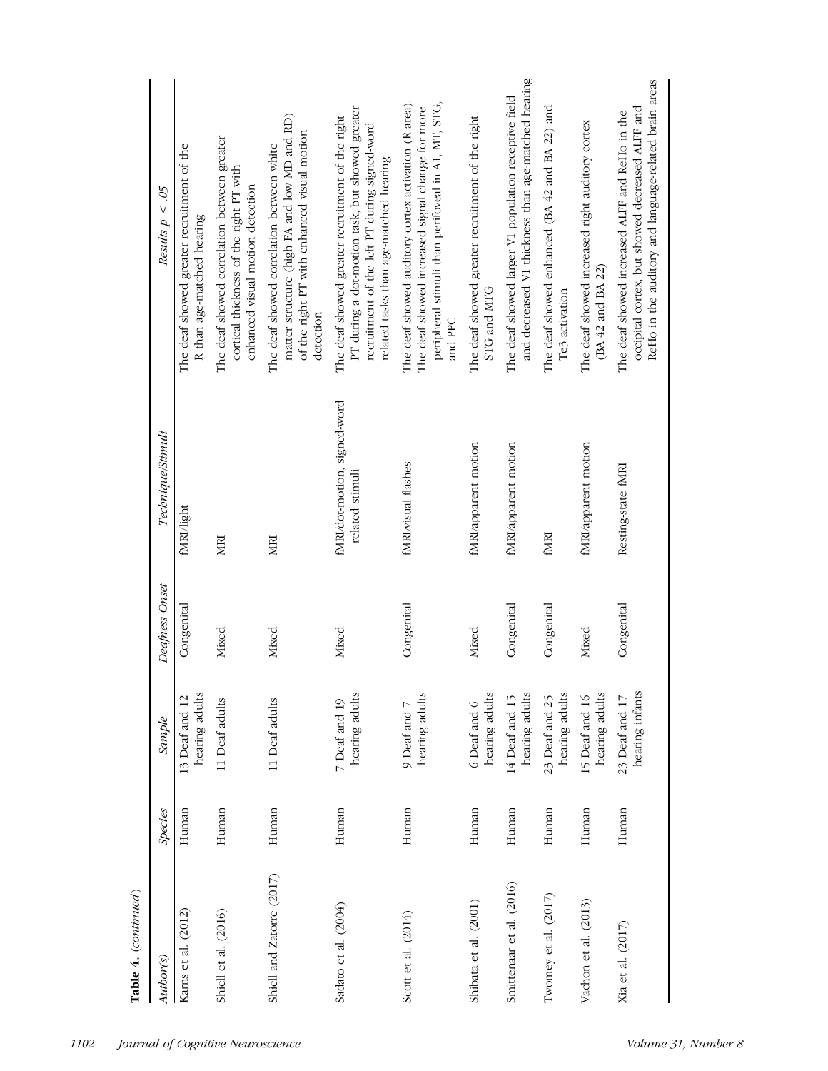**Table 4.** (*continued*)

| *Author(s)* | *Species* | *Sample* | *Deafness Onset* | *Technique/Stimuli* | *Results $p < .05$* |
|---|---|---|---|---|---|
| Karns et al. (2012) | Human | 13 Deaf and 12 hearing adults | Congenital | fMRI/light | The deaf showed greater recruitment of the R than age-matched hearing |
| Shiell et al. (2016) | Human | 11 Deaf adults | Mixed | MRI | The deaf showed correlation between greater cortical thickness of the right PT with enhanced visual motion detection |
| Shiell and Zatorre (2017) | Human | 11 Deaf adults | Mixed | MRI | The deaf showed correlation between white matter structure (high FA and low MD and RD) of the right PT with enhanced visual motion detection |
| Sadato et al. (2004) | Human | 7 Deaf and 19 hearing adults | Mixed | fMRI/dot-motion, signed-word related stimuli | The deaf showed greater recruitment of the right PT during a dot-motion task, but showed greater recruitment of the left PT during signed-word related tasks than age-matched hearing |
| Scott et al. (2014) | Human | 9 Deaf and 7 hearing adults | Congenital | fMRI/visual flashes | The deaf showed auditory cortex activation (R area). The deaf showed increased signal change for more peripheral stimuli than perifoveal in A1, MT, STG, and PPC |
| Shibata et al. (2001) | Human | 6 Deaf and 6 hearing adults | Mixed | fMRI/apparent motion | The deaf showed greater recruitment of the right STG and MTG |
| Smittenaar et al. (2016) | Human | 14 Deaf and 15 hearing adults | Congenital | fMRI/apparent motion | The deaf showed larger V1 population receptive field and decreased V1 thickness than age-matched hearing |
| Twomey et al. (2017) | Human | 23 Deaf and 25 hearing adults | Congenital | fMRI | The deaf showed enhanced (BA 42 and BA 22) and Te3 activation |
| Vachon et al. (2013) | Human | 15 Deaf and 16 hearing adults | Mixed | fMRI/apparent motion | The deaf showed increased right auditory cortex (BA 42 and BA 22) |
| Xia et al. (2017) | Human | 23 Deaf and 17 hearing infants | Congenital | Resting-state fMRI | The deaf showed increased ALFF and ReHo in the occipital cortex, but showed decreased ALFF and ReHo in the auditory and language-related brain areas |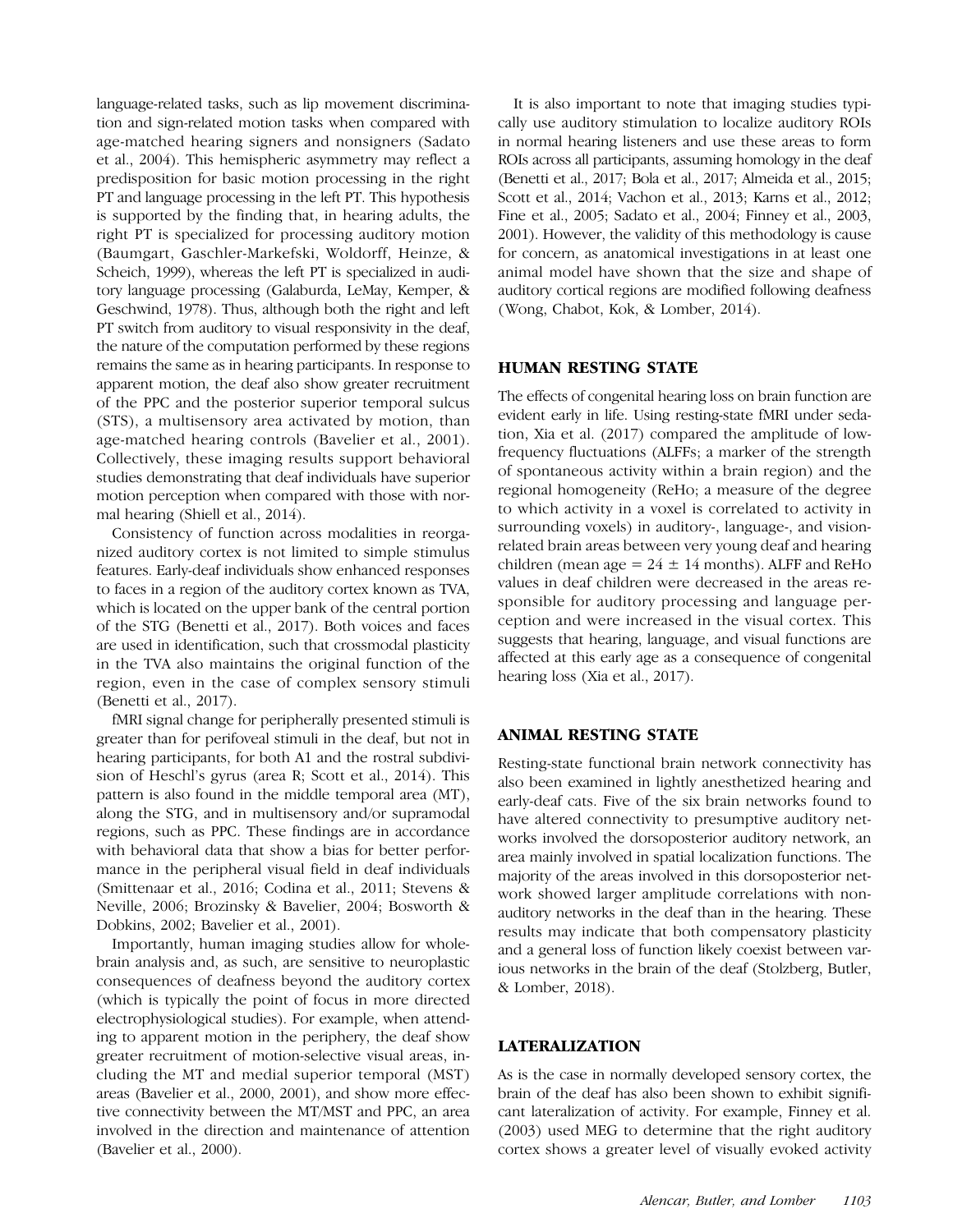language-related tasks, such as lip movement discrimination and sign-related motion tasks when compared with age-matched hearing signers and nonsigners (Sadato et al., 2004). This hemispheric asymmetry may reflect a predisposition for basic motion processing in the right PT and language processing in the left PT. This hypothesis is supported by the finding that, in hearing adults, the right PT is specialized for processing auditory motion (Baumgart, Gaschler-Markefski, Woldorff, Heinze, & Scheich, 1999), whereas the left PT is specialized in auditory language processing (Galaburda, LeMay, Kemper, & Geschwind, 1978). Thus, although both the right and left PT switch from auditory to visual responsivity in the deaf, the nature of the computation performed by these regions remains the same as in hearing participants. In response to apparent motion, the deaf also show greater recruitment of the PPC and the posterior superior temporal sulcus (STS), a multisensory area activated by motion, than age-matched hearing controls (Bavelier et al., 2001). Collectively, these imaging results support behavioral studies demonstrating that deaf individuals have superior motion perception when compared with those with normal hearing (Shiell et al., 2014).

Consistency of function across modalities in reorganized auditory cortex is not limited to simple stimulus features. Early-deaf individuals show enhanced responses to faces in a region of the auditory cortex known as TVA, which is located on the upper bank of the central portion of the STG (Benetti et al., 2017). Both voices and faces are used in identification, such that crossmodal plasticity in the TVA also maintains the original function of the region, even in the case of complex sensory stimuli (Benetti et al., 2017).

fMRI signal change for peripherally presented stimuli is greater than for perifoveal stimuli in the deaf, but not in hearing participants, for both A1 and the rostral subdivision of Heschl's gyrus (area R; Scott et al., 2014). This pattern is also found in the middle temporal area (MT), along the STG, and in multisensory and/or supramodal regions, such as PPC. These findings are in accordance with behavioral data that show a bias for better performance in the peripheral visual field in deaf individuals (Smittenaar et al., 2016; Codina et al., 2011; Stevens & Neville, 2006; Brozinsky & Bavelier, 2004; Bosworth & Dobkins, 2002; Bavelier et al., 2001).

Importantly, human imaging studies allow for whole-brain analysis and, as such, are sensitive to neuroplastic consequences of deafness beyond the auditory cortex (which is typically the point of focus in more directed electrophysiological studies). For example, when attending to apparent motion in the periphery, the deaf show greater recruitment of motion-selective visual areas, including the MT and medial superior temporal (MST) areas (Bavelier et al., 2000, 2001), and show more effective connectivity between the MT/MST and PPC, an area involved in the direction and maintenance of attention (Bavelier et al., 2000).

It is also important to note that imaging studies typically use auditory stimulation to localize auditory ROIs in normal hearing listeners and use these areas to form ROIs across all participants, assuming homology in the deaf (Benetti et al., 2017; Bola et al., 2017; Almeida et al., 2015; Scott et al., 2014; Vachon et al., 2013; Karns et al., 2012; Fine et al., 2005; Sadato et al., 2004; Finney et al., 2003, 2001). However, the validity of this methodology is cause for concern, as anatomical investigations in at least one animal model have shown that the size and shape of auditory cortical regions are modified following deafness (Wong, Chabot, Kok, & Lomber, 2014).

## HUMAN RESTING STATE

The effects of congenital hearing loss on brain function are evident early in life. Using resting-state fMRI under sedation, Xia et al. (2017) compared the amplitude of low-frequency fluctuations (ALFFs; a marker of the strength of spontaneous activity within a brain region) and the regional homogeneity (ReHo; a measure of the degree to which activity in a voxel is correlated to activity in surrounding voxels) in auditory-, language-, and vision-related brain areas between very young deaf and hearing children (mean age = $24 \pm 14$ months). ALFF and ReHo values in deaf children were decreased in the areas responsible for auditory processing and language perception and were increased in the visual cortex. This suggests that hearing, language, and visual functions are affected at this early age as a consequence of congenital hearing loss (Xia et al., 2017).

## ANIMAL RESTING STATE

Resting-state functional brain network connectivity has also been examined in lightly anesthetized hearing and early-deaf cats. Five of the six brain networks found to have altered connectivity to presumptive auditory networks involved the dorsoposterior auditory network, an area mainly involved in spatial localization functions. The majority of the areas involved in this dorsoposterior network showed larger amplitude correlations with non-auditory networks in the deaf than in the hearing. These results may indicate that both compensatory plasticity and a general loss of function likely coexist between various networks in the brain of the deaf (Stolzberg, Butler, & Lomber, 2018).

## LATERALIZATION

As is the case in normally developed sensory cortex, the brain of the deaf has also been shown to exhibit significant lateralization of activity. For example, Finney et al. (2003) used MEG to determine that the right auditory cortex shows a greater level of visually evoked activity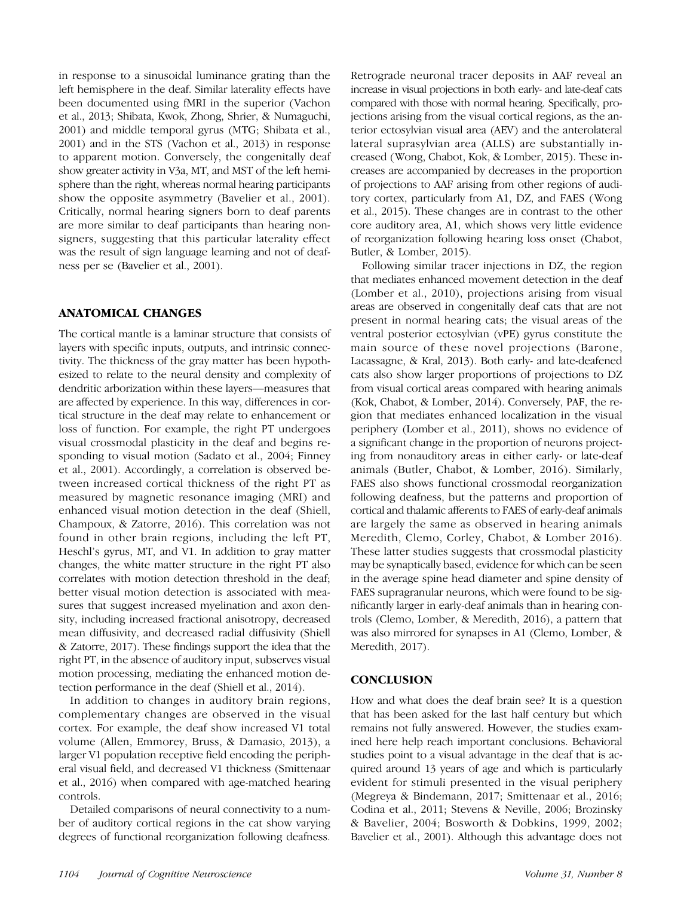in response to a sinusoidal luminance grating than the left hemisphere in the deaf. Similar laterality effects have been documented using fMRI in the superior (Vachon et al., 2013; Shibata, Kwok, Zhong, Shrier, & Numaguchi, 2001) and middle temporal gyrus (MTG; Shibata et al., 2001) and in the STS (Vachon et al., 2013) in response to apparent motion. Conversely, the congenitally deaf show greater activity in V3a, MT, and MST of the left hemisphere than the right, whereas normal hearing participants show the opposite asymmetry (Bavelier et al., 2001). Critically, normal hearing signers born to deaf parents are more similar to deaf participants than hearing nonsigners, suggesting that this particular laterality effect was the result of sign language learning and not of deafness per se (Bavelier et al., 2001).

## ANATOMICAL CHANGES

The cortical mantle is a laminar structure that consists of layers with specific inputs, outputs, and intrinsic connectivity. The thickness of the gray matter has been hypothesized to relate to the neural density and complexity of dendritic arborization within these layers—measures that are affected by experience. In this way, differences in cortical structure in the deaf may relate to enhancement or loss of function. For example, the right PT undergoes visual crossmodal plasticity in the deaf and begins responding to visual motion (Sadato et al., 2004; Finney et al., 2001). Accordingly, a correlation is observed between increased cortical thickness of the right PT as measured by magnetic resonance imaging (MRI) and enhanced visual motion detection in the deaf (Shiell, Champoux, & Zatorre, 2016). This correlation was not found in other brain regions, including the left PT, Heschl's gyrus, MT, and V1. In addition to gray matter changes, the white matter structure in the right PT also correlates with motion detection threshold in the deaf; better visual motion detection is associated with measures that suggest increased myelination and axon density, including increased fractional anisotropy, decreased mean diffusivity, and decreased radial diffusivity (Shiell & Zatorre, 2017). These findings support the idea that the right PT, in the absence of auditory input, subserves visual motion processing, mediating the enhanced motion detection performance in the deaf (Shiell et al., 2014).

In addition to changes in auditory brain regions, complementary changes are observed in the visual cortex. For example, the deaf show increased V1 total volume (Allen, Emmorey, Bruss, & Damasio, 2013), a larger V1 population receptive field encoding the peripheral visual field, and decreased V1 thickness (Smittenaar et al., 2016) when compared with age-matched hearing controls.

Detailed comparisons of neural connectivity to a number of auditory cortical regions in the cat show varying degrees of functional reorganization following deafness. Retrograde neuronal tracer deposits in AAF reveal an increase in visual projections in both early- and late-deaf cats compared with those with normal hearing. Specifically, projections arising from the visual cortical regions, as the anterior ectosylvian visual area (AEV) and the anterolateral lateral suprasylvian area (ALLS) are substantially increased (Wong, Chabot, Kok, & Lomber, 2015). These increases are accompanied by decreases in the proportion of projections to AAF arising from other regions of auditory cortex, particularly from A1, DZ, and FAES (Wong et al., 2015). These changes are in contrast to the other core auditory area, A1, which shows very little evidence of reorganization following hearing loss onset (Chabot, Butler, & Lomber, 2015).

Following similar tracer injections in DZ, the region that mediates enhanced movement detection in the deaf (Lomber et al., 2010), projections arising from visual areas are observed in congenitally deaf cats that are not present in normal hearing cats; the visual areas of the ventral posterior ectosylvian (vPE) gyrus constitute the main source of these novel projections (Barone, Lacassagne, & Kral, 2013). Both early- and late-deafened cats also show larger proportions of projections to DZ from visual cortical areas compared with hearing animals (Kok, Chabot, & Lomber, 2014). Conversely, PAF, the region that mediates enhanced localization in the visual periphery (Lomber et al., 2011), shows no evidence of a significant change in the proportion of neurons projecting from nonauditory areas in either early- or late-deaf animals (Butler, Chabot, & Lomber, 2016). Similarly, FAES also shows functional crossmodal reorganization following deafness, but the patterns and proportion of cortical and thalamic afferents to FAES of early-deaf animals are largely the same as observed in hearing animals Meredith, Clemo, Corley, Chabot, & Lomber 2016). These latter studies suggests that crossmodal plasticity may be synaptically based, evidence for which can be seen in the average spine head diameter and spine density of FAES supragranular neurons, which were found to be significantly larger in early-deaf animals than in hearing controls (Clemo, Lomber, & Meredith, 2016), a pattern that was also mirrored for synapses in A1 (Clemo, Lomber, & Meredith, 2017).

## CONCLUSION

How and what does the deaf brain see? It is a question that has been asked for the last half century but which remains not fully answered. However, the studies examined here help reach important conclusions. Behavioral studies point to a visual advantage in the deaf that is acquired around 13 years of age and which is particularly evident for stimuli presented in the visual periphery (Megreya & Bindemann, 2017; Smittenaar et al., 2016; Codina et al., 2011; Stevens & Neville, 2006; Brozinsky & Bavelier, 2004; Bosworth & Dobkins, 1999, 2002; Bavelier et al., 2001). Although this advantage does not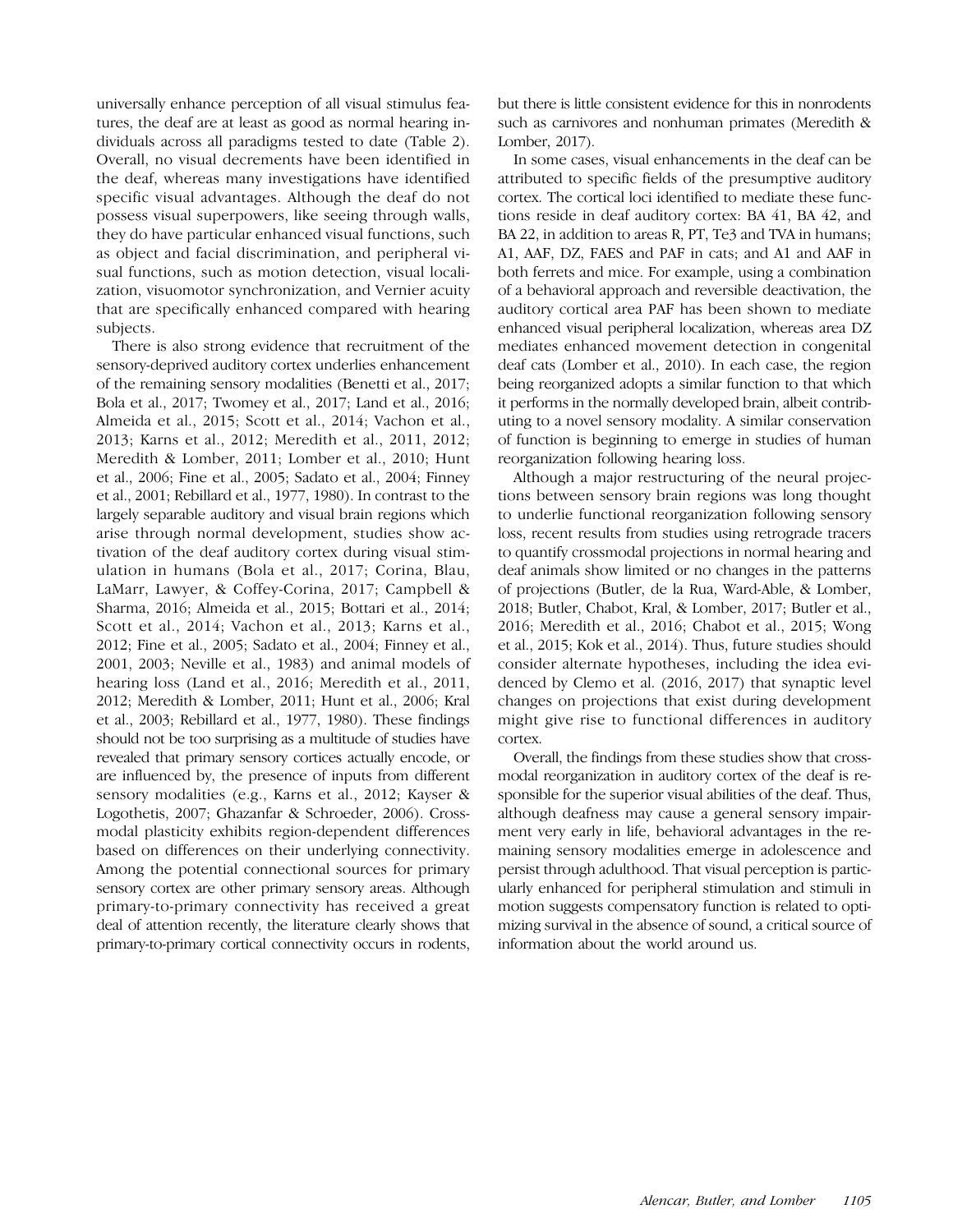universally enhance perception of all visual stimulus features, the deaf are at least as good as normal hearing individuals across all paradigms tested to date (Table 2). Overall, no visual decrements have been identified in the deaf, whereas many investigations have identified specific visual advantages. Although the deaf do not possess visual superpowers, like seeing through walls, they do have particular enhanced visual functions, such as object and facial discrimination, and peripheral visual functions, such as motion detection, visual localization, visuomotor synchronization, and Vernier acuity that are specifically enhanced compared with hearing subjects.

There is also strong evidence that recruitment of the sensory-deprived auditory cortex underlies enhancement of the remaining sensory modalities (Benetti et al., 2017; Bola et al., 2017; Twomey et al., 2017; Land et al., 2016; Almeida et al., 2015; Scott et al., 2014; Vachon et al., 2013; Karns et al., 2012; Meredith et al., 2011, 2012; Meredith & Lomber, 2011; Lomber et al., 2010; Hunt et al., 2006; Fine et al., 2005; Sadato et al., 2004; Finney et al., 2001; Rebillard et al., 1977, 1980). In contrast to the largely separable auditory and visual brain regions which arise through normal development, studies show activation of the deaf auditory cortex during visual stimulation in humans (Bola et al., 2017; Corina, Blau, LaMarr, Lawyer, & Coffey-Corina, 2017; Campbell & Sharma, 2016; Almeida et al., 2015; Bottari et al., 2014; Scott et al., 2014; Vachon et al., 2013; Karns et al., 2012; Fine et al., 2005; Sadato et al., 2004; Finney et al., 2001, 2003; Neville et al., 1983) and animal models of hearing loss (Land et al., 2016; Meredith et al., 2011, 2012; Meredith & Lomber, 2011; Hunt et al., 2006; Kral et al., 2003; Rebillard et al., 1977, 1980). These findings should not be too surprising as a multitude of studies have revealed that primary sensory cortices actually encode, or are influenced by, the presence of inputs from different sensory modalities (e.g., Karns et al., 2012; Kayser & Logothetis, 2007; Ghazanfar & Schroeder, 2006). Crossmodal plasticity exhibits region-dependent differences based on differences on their underlying connectivity. Among the potential connectional sources for primary sensory cortex are other primary sensory areas. Although primary-to-primary connectivity has received a great deal of attention recently, the literature clearly shows that primary-to-primary cortical connectivity occurs in rodents, but there is little consistent evidence for this in nonrodents such as carnivores and nonhuman primates (Meredith & Lomber, 2017).

In some cases, visual enhancements in the deaf can be attributed to specific fields of the presumptive auditory cortex. The cortical loci identified to mediate these functions reside in deaf auditory cortex: BA 41, BA 42, and BA 22, in addition to areas R, PT, Te3 and TVA in humans; A1, AAF, DZ, FAES and PAF in cats; and A1 and AAF in both ferrets and mice. For example, using a combination of a behavioral approach and reversible deactivation, the auditory cortical area PAF has been shown to mediate enhanced visual peripheral localization, whereas area DZ mediates enhanced movement detection in congenital deaf cats (Lomber et al., 2010). In each case, the region being reorganized adopts a similar function to that which it performs in the normally developed brain, albeit contributing to a novel sensory modality. A similar conservation of function is beginning to emerge in studies of human reorganization following hearing loss.

Although a major restructuring of the neural projections between sensory brain regions was long thought to underlie functional reorganization following sensory loss, recent results from studies using retrograde tracers to quantify crossmodal projections in normal hearing and deaf animals show limited or no changes in the patterns of projections (Butler, de la Rua, Ward-Able, & Lomber, 2018; Butler, Chabot, Kral, & Lomber, 2017; Butler et al., 2016; Meredith et al., 2016; Chabot et al., 2015; Wong et al., 2015; Kok et al., 2014). Thus, future studies should consider alternate hypotheses, including the idea evidenced by Clemo et al. (2016, 2017) that synaptic level changes on projections that exist during development might give rise to functional differences in auditory cortex.

Overall, the findings from these studies show that crossmodal reorganization in auditory cortex of the deaf is responsible for the superior visual abilities of the deaf. Thus, although deafness may cause a general sensory impairment very early in life, behavioral advantages in the remaining sensory modalities emerge in adolescence and persist through adulthood. That visual perception is particularly enhanced for peripheral stimulation and stimuli in motion suggests compensatory function is related to optimizing survival in the absence of sound, a critical source of information about the world around us.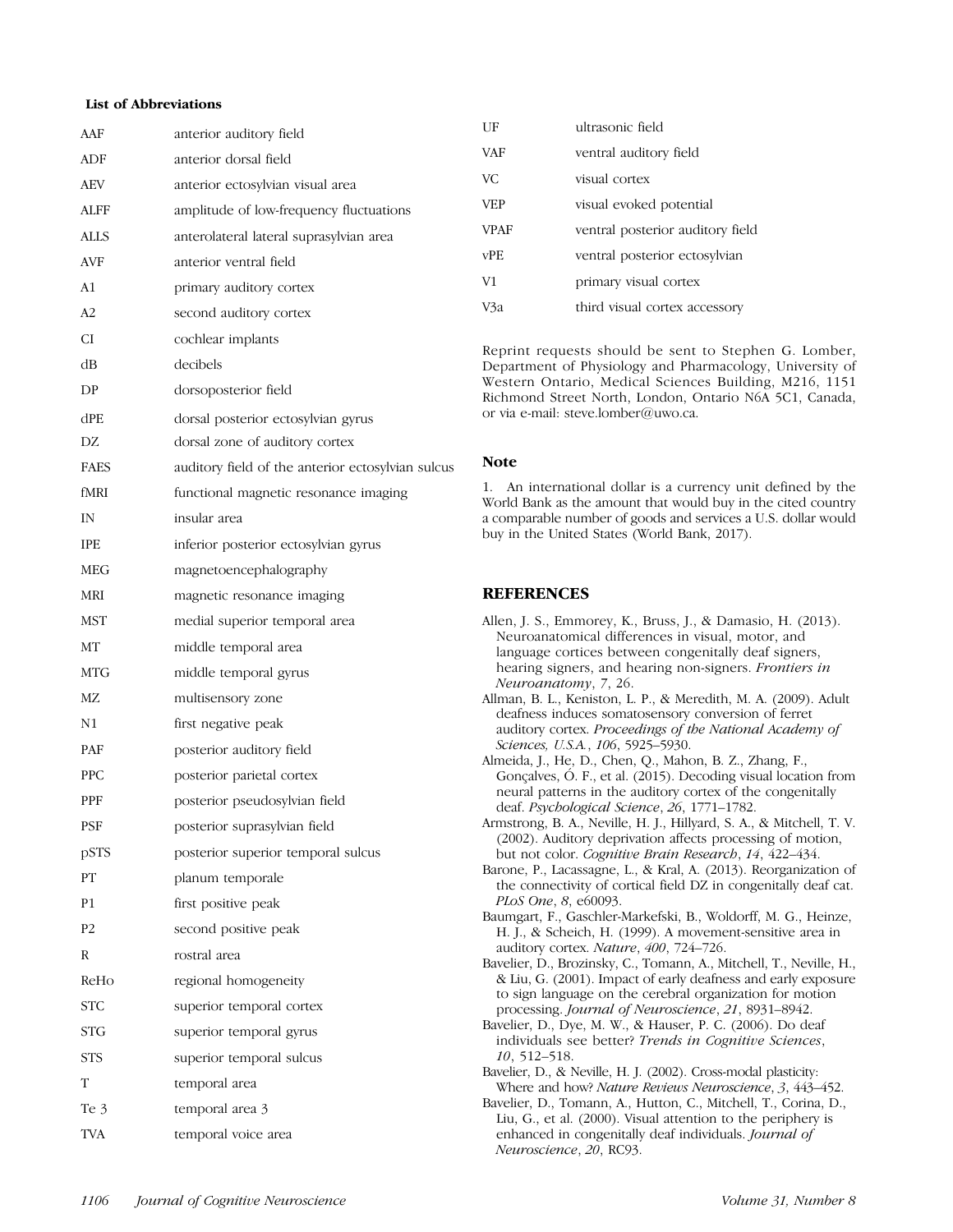**List of Abbreviations**

| | |
|---|---|
| AAF | anterior auditory field |
| ADF | anterior dorsal field |
| AEV | anterior ectosylvian visual area |
| ALFF | amplitude of low-frequency fluctuations |
| ALLS | anterolateral lateral suprasylvian area |
| AVF | anterior ventral field |
| A1 | primary auditory cortex |
| A2 | second auditory cortex |
| CI | cochlear implants |
| dB | decibels |
| DP | dorsoposterior field |
| dPE | dorsal posterior ectosylvian gyrus |
| DZ | dorsal zone of auditory cortex |
| FAES | auditory field of the anterior ectosylvian sulcus |
| fMRI | functional magnetic resonance imaging |
| IN | insular area |
| IPE | inferior posterior ectosylvian gyrus |
| MEG | magnetoencephalography |
| MRI | magnetic resonance imaging |
| MST | medial superior temporal area |
| MT | middle temporal area |
| MTG | middle temporal gyrus |
| MZ | multisensory zone |
| N1 | first negative peak |
| PAF | posterior auditory field |
| PPC | posterior parietal cortex |
| PPF | posterior pseudosylvian field |
| PSF | posterior suprasylvian field |
| pSTS | posterior superior temporal sulcus |
| PT | planum temporale |
| P1 | first positive peak |
| P2 | second positive peak |
| R | rostral area |
| ReHo | regional homogeneity |
| STC | superior temporal cortex |
| STG | superior temporal gyrus |
| STS | superior temporal sulcus |
| T | temporal area |
| Te 3 | temporal area 3 |
| TVA | temporal voice area |
| UF | ultrasonic field |
| VAF | ventral auditory field |
| VC | visual cortex |
| VEP | visual evoked potential |
| VPAF | ventral posterior auditory field |
| vPE | ventral posterior ectosylvian |
| V1 | primary visual cortex |
| V3a | third visual cortex accessory |

Reprint requests should be sent to Stephen G. Lomber, Department of Physiology and Pharmacology, University of Western Ontario, Medical Sciences Building, M216, 1151 Richmond Street North, London, Ontario N6A 5C1, Canada, or via e-mail: steve.lomber@uwo.ca.

## Note

1. An international dollar is a currency unit defined by the World Bank as the amount that would buy in the cited country a comparable number of goods and services a U.S. dollar would buy in the United States (World Bank, 2017).

## REFERENCES

Allen, J. S., Emmorey, K., Bruss, J., & Damasio, H. (2013). Neuroanatomical differences in visual, motor, and language cortices between congenitally deaf signers, hearing signers, and hearing non-signers. *Frontiers in Neuroanatomy*, *7*, 26.

Allman, B. L., Keniston, L. P., & Meredith, M. A. (2009). Adult deafness induces somatosensory conversion of ferret auditory cortex. *Proceedings of the National Academy of Sciences, U.S.A.*, *106*, 5925–5930.

Almeida, J., He, D., Chen, Q., Mahon, B. Z., Zhang, F., Gonçalves, Ó. F., et al. (2015). Decoding visual location from neural patterns in the auditory cortex of the congenitally deaf. *Psychological Science*, *26*, 1771–1782.

Armstrong, B. A., Neville, H. J., Hillyard, S. A., & Mitchell, T. V. (2002). Auditory deprivation affects processing of motion, but not color. *Cognitive Brain Research*, *14*, 422–434.

Barone, P., Lacassagne, L., & Kral, A. (2013). Reorganization of the connectivity of cortical field DZ in congenitally deaf cat. *PLoS One*, *8*, e60093.

Baumgart, F., Gaschler-Markefski, B., Woldorff, M. G., Heinze, H. J., & Scheich, H. (1999). A movement-sensitive area in auditory cortex. *Nature*, *400*, 724–726.

Bavelier, D., Brozinsky, C., Tomann, A., Mitchell, T., Neville, H., & Liu, G. (2001). Impact of early deafness and early exposure to sign language on the cerebral organization for motion processing. *Journal of Neuroscience*, *21*, 8931–8942.

Bavelier, D., Dye, M. W., & Hauser, P. C. (2006). Do deaf individuals see better? *Trends in Cognitive Sciences*, *10*, 512–518.

Bavelier, D., & Neville, H. J. (2002). Cross-modal plasticity: Where and how? *Nature Reviews Neuroscience*, *3*, 443–452.

Bavelier, D., Tomann, A., Hutton, C., Mitchell, T., Corina, D., Liu, G., et al. (2000). Visual attention to the periphery is enhanced in congenitally deaf individuals. *Journal of Neuroscience*, *20*, RC93.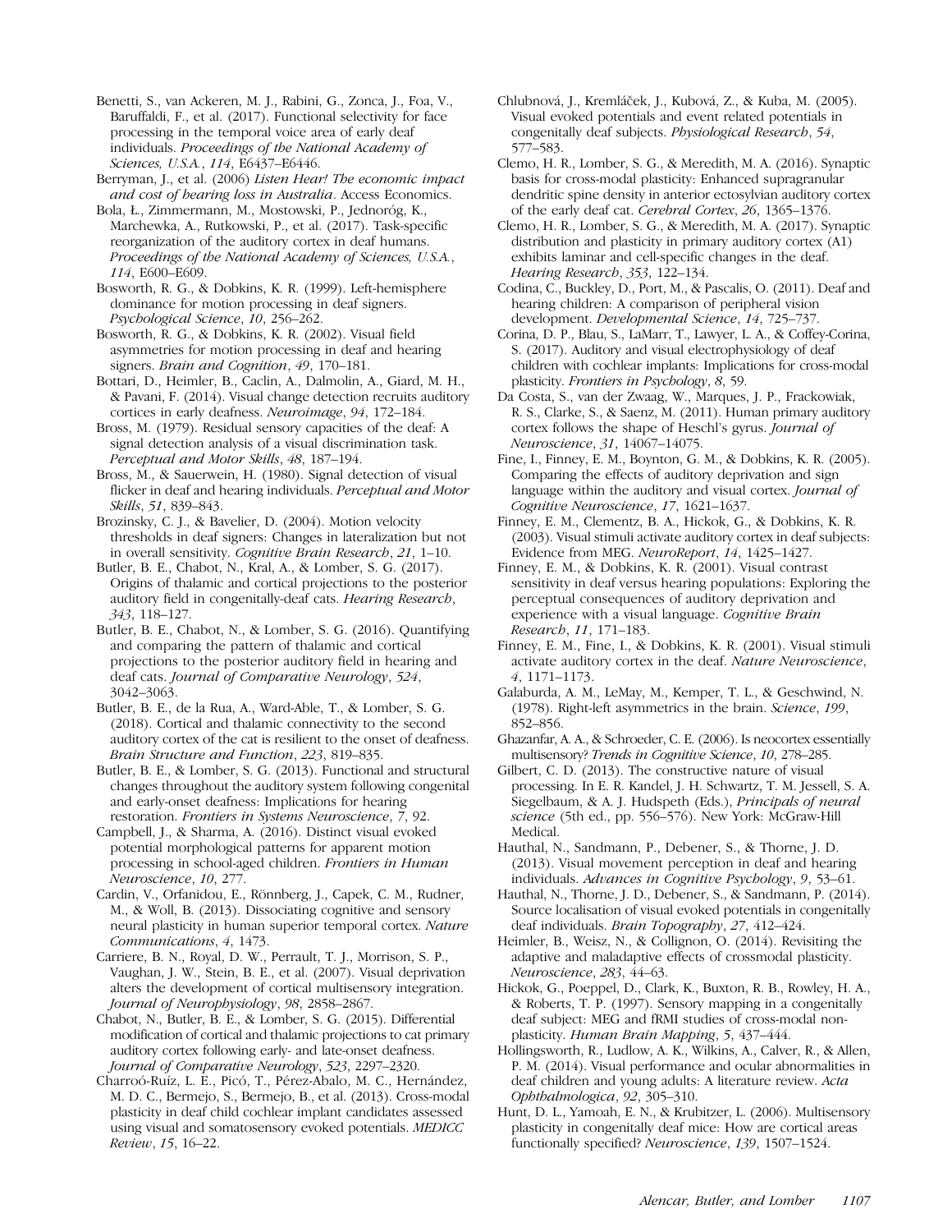Benetti, S., van Ackeren, M. J., Rabini, G., Zonca, J., Foa, V., Baruffaldi, F., et al. (2017). Functional selectivity for face processing in the temporal voice area of early deaf individuals. *Proceedings of the National Academy of Sciences, U.S.A.*, *114*, E6437–E6446.

Berryman, J., et al. (2006) *Listen Hear! The economic impact and cost of hearing loss in Australia*. Access Economics.

Bola, Ł., Zimmermann, M., Mostowski, P., Jednoróg, K., Marchewka, A., Rutkowski, P., et al. (2017). Task-specific reorganization of the auditory cortex in deaf humans. *Proceedings of the National Academy of Sciences, U.S.A.*, *114*, E600–E609.

Bosworth, R. G., & Dobkins, K. R. (1999). Left-hemisphere dominance for motion processing in deaf signers. *Psychological Science*, *10*, 256–262.

Bosworth, R. G., & Dobkins, K. R. (2002). Visual field asymmetries for motion processing in deaf and hearing signers. *Brain and Cognition*, *49*, 170–181.

Bottari, D., Heimler, B., Caclin, A., Dalmolin, A., Giard, M. H., & Pavani, F. (2014). Visual change detection recruits auditory cortices in early deafness. *Neuroimage*, *94*, 172–184.

Bross, M. (1979). Residual sensory capacities of the deaf: A signal detection analysis of a visual discrimination task. *Perceptual and Motor Skills*, *48*, 187–194.

Bross, M., & Sauerwein, H. (1980). Signal detection of visual flicker in deaf and hearing individuals. *Perceptual and Motor Skills*, *51*, 839–843.

Brozinsky, C. J., & Bavelier, D. (2004). Motion velocity thresholds in deaf signers: Changes in lateralization but not in overall sensitivity. *Cognitive Brain Research*, *21*, 1–10.

Butler, B. E., Chabot, N., Kral, A., & Lomber, S. G. (2017). Origins of thalamic and cortical projections to the posterior auditory field in congenitally-deaf cats. *Hearing Research*, *343*, 118–127.

Butler, B. E., Chabot, N., & Lomber, S. G. (2016). Quantifying and comparing the pattern of thalamic and cortical projections to the posterior auditory field in hearing and deaf cats. *Journal of Comparative Neurology*, *524*, 3042–3063.

Butler, B. E., de la Rua, A., Ward-Able, T., & Lomber, S. G. (2018). Cortical and thalamic connectivity to the second auditory cortex of the cat is resilient to the onset of deafness. *Brain Structure and Function*, *223*, 819–835.

Butler, B. E., & Lomber, S. G. (2013). Functional and structural changes throughout the auditory system following congenital and early-onset deafness: Implications for hearing restoration. *Frontiers in Systems Neuroscience*, *7*, 92.

Campbell, J., & Sharma, A. (2016). Distinct visual evoked potential morphological patterns for apparent motion processing in school-aged children. *Frontiers in Human Neuroscience*, *10*, 277.

Cardin, V., Orfanidou, E., Rönnberg, J., Capek, C. M., Rudner, M., & Woll, B. (2013). Dissociating cognitive and sensory neural plasticity in human superior temporal cortex. *Nature Communications*, *4*, 1473.

Carriere, B. N., Royal, D. W., Perrault, T. J., Morrison, S. P., Vaughan, J. W., Stein, B. E., et al. (2007). Visual deprivation alters the development of cortical multisensory integration. *Journal of Neurophysiology*, *98*, 2858–2867.

Chabot, N., Butler, B. E., & Lomber, S. G. (2015). Differential modification of cortical and thalamic projections to cat primary auditory cortex following early- and late-onset deafness. *Journal of Comparative Neurology*, *523*, 2297–2320.

Charroó-Ruíz, L. E., Picó, T., Pérez-Abalo, M. C., Hernández, M. D. C., Bermejo, S., Bermejo, B., et al. (2013). Cross-modal plasticity in deaf child cochlear implant candidates assessed using visual and somatosensory evoked potentials. *MEDICC Review*, *15*, 16–22.

Chlubnová, J., Kremláček, J., Kubová, Z., & Kuba, M. (2005). Visual evoked potentials and event related potentials in congenitally deaf subjects. *Physiological Research*, *54*, 577–583.

Clemo, H. R., Lomber, S. G., & Meredith, M. A. (2016). Synaptic basis for cross-modal plasticity: Enhanced supragranular dendritic spine density in anterior ectosylvian auditory cortex of the early deaf cat. *Cerebral Cortex*, *26*, 1365–1376.

Clemo, H. R., Lomber, S. G., & Meredith, M. A. (2017). Synaptic distribution and plasticity in primary auditory cortex (A1) exhibits laminar and cell-specific changes in the deaf. *Hearing Research*, *353*, 122–134.

Codina, C., Buckley, D., Port, M., & Pascalis, O. (2011). Deaf and hearing children: A comparison of peripheral vision development. *Developmental Science*, *14*, 725–737.

Corina, D. P., Blau, S., LaMarr, T., Lawyer, L. A., & Coffey-Corina, S. (2017). Auditory and visual electrophysiology of deaf children with cochlear implants: Implications for cross-modal plasticity. *Frontiers in Psychology*, *8*, 59.

Da Costa, S., van der Zwaag, W., Marques, J. P., Frackowiak, R. S., Clarke, S., & Saenz, M. (2011). Human primary auditory cortex follows the shape of Heschl's gyrus. *Journal of Neuroscience*, *31*, 14067–14075.

Fine, I., Finney, E. M., Boynton, G. M., & Dobkins, K. R. (2005). Comparing the effects of auditory deprivation and sign language within the auditory and visual cortex. *Journal of Cognitive Neuroscience*, *17*, 1621–1637.

Finney, E. M., Clementz, B. A., Hickok, G., & Dobkins, K. R. (2003). Visual stimuli activate auditory cortex in deaf subjects: Evidence from MEG. *NeuroReport*, *14*, 1425–1427.

Finney, E. M., & Dobkins, K. R. (2001). Visual contrast sensitivity in deaf versus hearing populations: Exploring the perceptual consequences of auditory deprivation and experience with a visual language. *Cognitive Brain Research*, *11*, 171–183.

Finney, E. M., Fine, I., & Dobkins, K. R. (2001). Visual stimuli activate auditory cortex in the deaf. *Nature Neuroscience*, *4*, 1171–1173.

Galaburda, A. M., LeMay, M., Kemper, T. L., & Geschwind, N. (1978). Right-left asymmetrics in the brain. *Science, 199*, 852–856.

Ghazanfar, A. A., & Schroeder, C. E. (2006). Is neocortex essentially multisensory? *Trends in Cognitive Science*, *10*, 278–285.

Gilbert, C. D. (2013). The constructive nature of visual processing. In E. R. Kandel, J. H. Schwartz, T. M. Jessell, S. A. Siegelbaum, & A. J. Hudspeth (Eds.), *Principals of neural science* (5th ed., pp. 556–576). New York: McGraw-Hill Medical.

Hauthal, N., Sandmann, P., Debener, S., & Thorne, J. D. (2013). Visual movement perception in deaf and hearing individuals. *Advances in Cognitive Psychology*, *9*, 53–61.

Hauthal, N., Thorne, J. D., Debener, S., & Sandmann, P. (2014). Source localisation of visual evoked potentials in congenitally deaf individuals. *Brain Topography*, *27*, 412–424.

Heimler, B., Weisz, N., & Collignon, O. (2014). Revisiting the adaptive and maladaptive effects of crossmodal plasticity. *Neuroscience*, *283*, 44–63.

Hickok, G., Poeppel, D., Clark, K., Buxton, R. B., Rowley, H. A., & Roberts, T. P. (1997). Sensory mapping in a congenitally deaf subject: MEG and fRMI studies of cross-modal non-plasticity. *Human Brain Mapping*, *5*, 437–444.

Hollingsworth, R., Ludlow, A. K., Wilkins, A., Calver, R., & Allen, P. M. (2014). Visual performance and ocular abnormalities in deaf children and young adults: A literature review. *Acta Ophthalmologica*, *92*, 305–310.

Hunt, D. L., Yamoah, E. N., & Krubitzer, L. (2006). Multisensory plasticity in congenitally deaf mice: How are cortical areas functionally specified? *Neuroscience*, *139*, 1507–1524.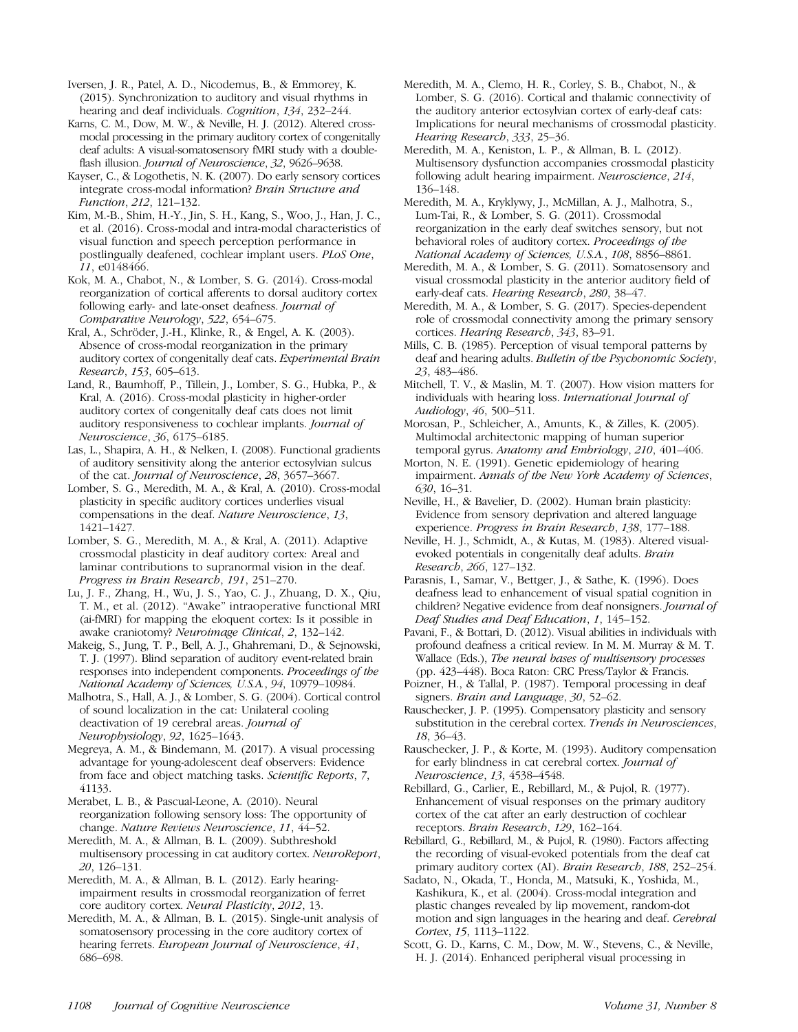Iversen, J. R., Patel, A. D., Nicodemus, B., & Emmorey, K. (2015). Synchronization to auditory and visual rhythms in hearing and deaf individuals. *Cognition*, *134*, 232–244.

Karns, C. M., Dow, M. W., & Neville, H. J. (2012). Altered cross-modal processing in the primary auditory cortex of congenitally deaf adults: A visual-somatosensory fMRI study with a double-flash illusion. *Journal of Neuroscience*, *32*, 9626–9638.

Kayser, C., & Logothetis, N. K. (2007). Do early sensory cortices integrate cross-modal information? *Brain Structure and Function*, *212*, 121–132.

Kim, M.-B., Shim, H.-Y., Jin, S. H., Kang, S., Woo, J., Han, J. C., et al. (2016). Cross-modal and intra-modal characteristics of visual function and speech perception performance in postlingually deafened, cochlear implant users. *PLoS One*, *11*, e0148466.

Kok, M. A., Chabot, N., & Lomber, S. G. (2014). Cross-modal reorganization of cortical afferents to dorsal auditory cortex following early- and late-onset deafness. *Journal of Comparative Neurology*, *522*, 654–675.

Kral, A., Schröder, J.-H., Klinke, R., & Engel, A. K. (2003). Absence of cross-modal reorganization in the primary auditory cortex of congenitally deaf cats. *Experimental Brain Research*, *153*, 605–613.

Land, R., Baumhoff, P., Tillein, J., Lomber, S. G., Hubka, P., & Kral, A. (2016). Cross-modal plasticity in higher-order auditory cortex of congenitally deaf cats does not limit auditory responsiveness to cochlear implants. *Journal of Neuroscience*, *36*, 6175–6185.

Las, L., Shapira, A. H., & Nelken, I. (2008). Functional gradients of auditory sensitivity along the anterior ectosylvian sulcus of the cat. *Journal of Neuroscience*, *28*, 3657–3667.

Lomber, S. G., Meredith, M. A., & Kral, A. (2010). Cross-modal plasticity in specific auditory cortices underlies visual compensations in the deaf. *Nature Neuroscience*, *13*, 1421–1427.

Lomber, S. G., Meredith, M. A., & Kral, A. (2011). Adaptive crossmodal plasticity in deaf auditory cortex: Areal and laminar contributions to supranormal vision in the deaf. *Progress in Brain Research*, *191*, 251–270.

Lu, J. F., Zhang, H., Wu, J. S., Yao, C. J., Zhuang, D. X., Qiu, T. M., et al. (2012). "Awake" intraoperative functional MRI (ai-fMRI) for mapping the eloquent cortex: Is it possible in awake craniotomy? *Neuroimage Clinical*, *2*, 132–142.

Makeig, S., Jung, T. P., Bell, A. J., Ghahremani, D., & Sejnowski, T. J. (1997). Blind separation of auditory event-related brain responses into independent components. *Proceedings of the National Academy of Sciences, U.S.A.*, *94*, 10979–10984.

Malhotra, S., Hall, A. J., & Lomber, S. G. (2004). Cortical control of sound localization in the cat: Unilateral cooling deactivation of 19 cerebral areas. *Journal of Neurophysiology*, *92*, 1625–1643.

Megreya, A. M., & Bindemann, M. (2017). A visual processing advantage for young-adolescent deaf observers: Evidence from face and object matching tasks. *Scientific Reports*, *7*, 41133.

Merabet, L. B., & Pascual-Leone, A. (2010). Neural reorganization following sensory loss: The opportunity of change. *Nature Reviews Neuroscience*, *11*, 44–52.

Meredith, M. A., & Allman, B. L. (2009). Subthreshold multisensory processing in cat auditory cortex. *NeuroReport*, *20*, 126–131.

Meredith, M. A., & Allman, B. L. (2012). Early hearing-impairment results in crossmodal reorganization of ferret core auditory cortex. *Neural Plasticity*, *2012*, 13.

Meredith, M. A., & Allman, B. L. (2015). Single-unit analysis of somatosensory processing in the core auditory cortex of hearing ferrets. *European Journal of Neuroscience*, *41*, 686–698.

Meredith, M. A., Clemo, H. R., Corley, S. B., Chabot, N., & Lomber, S. G. (2016). Cortical and thalamic connectivity of the auditory anterior ectosylvian cortex of early-deaf cats: Implications for neural mechanisms of crossmodal plasticity. *Hearing Research*, *333*, 25–36.

Meredith, M. A., Keniston, L. P., & Allman, B. L. (2012). Multisensory dysfunction accompanies crossmodal plasticity following adult hearing impairment. *Neuroscience*, *214*, 136–148.

Meredith, M. A., Kryklywy, J., McMillan, A. J., Malhotra, S., Lum-Tai, R., & Lomber, S. G. (2011). Crossmodal reorganization in the early deaf switches sensory, but not behavioral roles of auditory cortex. *Proceedings of the National Academy of Sciences, U.S.A.*, *108*, 8856–8861.

Meredith, M. A., & Lomber, S. G. (2011). Somatosensory and visual crossmodal plasticity in the anterior auditory field of early-deaf cats. *Hearing Research*, *280*, 38–47.

Meredith, M. A., & Lomber, S. G. (2017). Species-dependent role of crossmodal connectivity among the primary sensory cortices. *Hearing Research*, *343*, 83–91.

Mills, C. B. (1985). Perception of visual temporal patterns by deaf and hearing adults. *Bulletin of the Psychonomic Society*, *23*, 483–486.

Mitchell, T. V., & Maslin, M. T. (2007). How vision matters for individuals with hearing loss. *International Journal of Audiology*, *46*, 500–511.

Morosan, P., Schleicher, A., Amunts, K., & Zilles, K. (2005). Multimodal architectonic mapping of human superior temporal gyrus. *Anatomy and Embriology*, *210*, 401–406.

Morton, N. E. (1991). Genetic epidemiology of hearing impairment. *Annals of the New York Academy of Sciences*, *630*, 16–31.

Neville, H., & Bavelier, D. (2002). Human brain plasticity: Evidence from sensory deprivation and altered language experience. *Progress in Brain Research*, *138*, 177–188.

Neville, H. J., Schmidt, A., & Kutas, M. (1983). Altered visual-evoked potentials in congenitally deaf adults. *Brain Research*, *266*, 127–132.

Parasnis, I., Samar, V., Bettger, J., & Sathe, K. (1996). Does deafness lead to enhancement of visual spatial cognition in children? Negative evidence from deaf nonsigners. *Journal of Deaf Studies and Deaf Education*, *1*, 145–152.

Pavani, F., & Bottari, D. (2012). Visual abilities in individuals with profound deafness a critical review. In M. M. Murray & M. T. Wallace (Eds.), *The neural bases of multisensory processes* (pp. 423–448). Boca Raton: CRC Press/Taylor & Francis.

Poizner, H., & Tallal, P. (1987). Temporal processing in deaf signers. *Brain and Language*, *30*, 52–62.

Rauschecker, J. P. (1995). Compensatory plasticity and sensory substitution in the cerebral cortex. *Trends in Neurosciences*, *18*, 36–43.

Rauschecker, J. P., & Korte, M. (1993). Auditory compensation for early blindness in cat cerebral cortex. *Journal of Neuroscience*, *13*, 4538–4548.

Rebillard, G., Carlier, E., Rebillard, M., & Pujol, R. (1977). Enhancement of visual responses on the primary auditory cortex of the cat after an early destruction of cochlear receptors. *Brain Research*, *129*, 162–164.

Rebillard, G., Rebillard, M., & Pujol, R. (1980). Factors affecting the recording of visual-evoked potentials from the deaf cat primary auditory cortex (AI). *Brain Research*, *188*, 252–254.

Sadato, N., Okada, T., Honda, M., Matsuki, K., Yoshida, M., Kashikura, K., et al. (2004). Cross-modal integration and plastic changes revealed by lip movement, random-dot motion and sign languages in the hearing and deaf. *Cerebral Cortex*, *15*, 1113–1122.

Scott, G. D., Karns, C. M., Dow, M. W., Stevens, C., & Neville, H. J. (2014). Enhanced peripheral visual processing in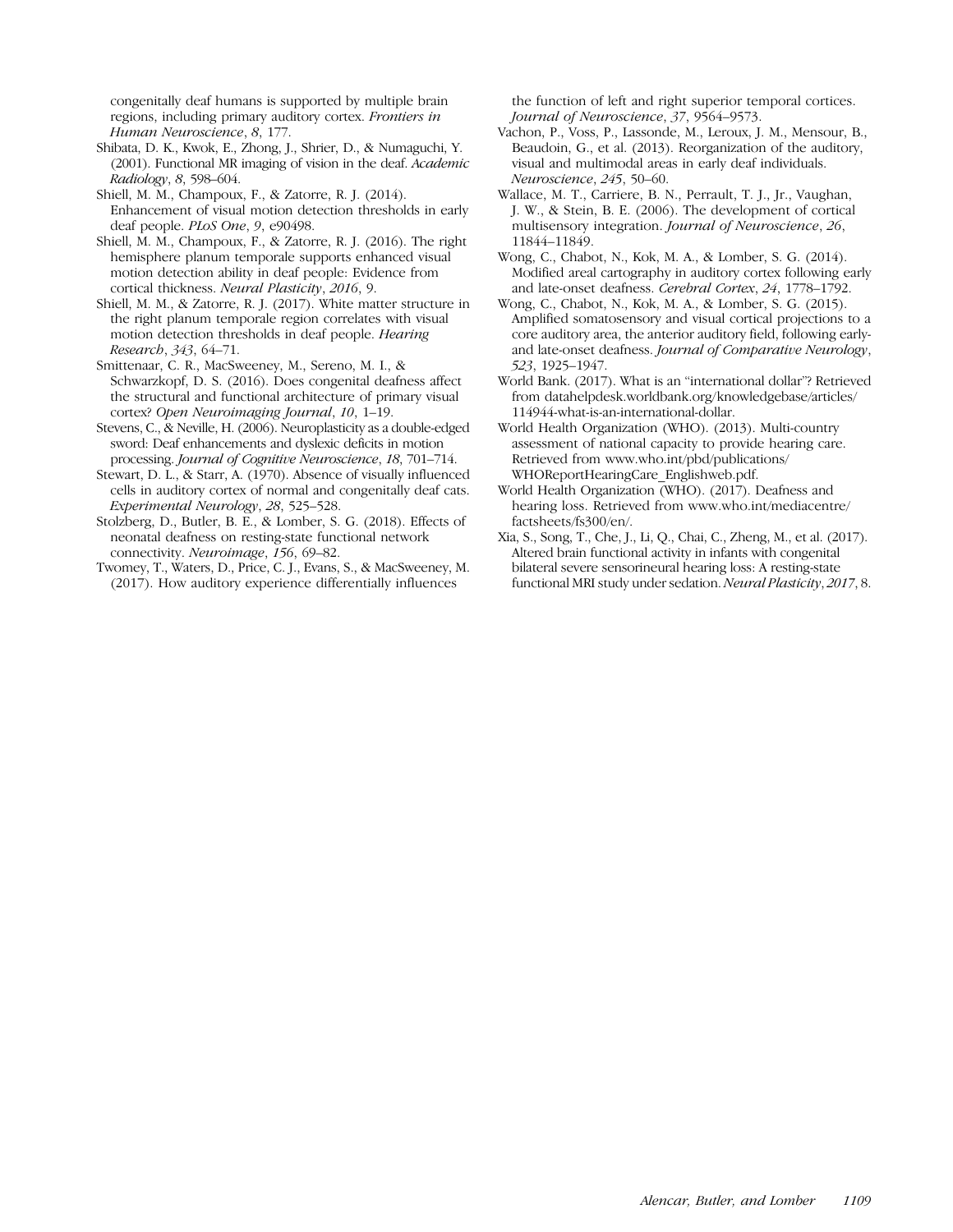congenitally deaf humans is supported by multiple brain regions, including primary auditory cortex. *Frontiers in Human Neuroscience*, *8*, 177.

Shibata, D. K., Kwok, E., Zhong, J., Shrier, D., & Numaguchi, Y. (2001). Functional MR imaging of vision in the deaf. *Academic Radiology*, *8*, 598–604.

Shiell, M. M., Champoux, F., & Zatorre, R. J. (2014). Enhancement of visual motion detection thresholds in early deaf people. *PLoS One*, *9*, e90498.

Shiell, M. M., Champoux, F., & Zatorre, R. J. (2016). The right hemisphere planum temporale supports enhanced visual motion detection ability in deaf people: Evidence from cortical thickness. *Neural Plasticity*, *2016*, 9.

Shiell, M. M., & Zatorre, R. J. (2017). White matter structure in the right planum temporale region correlates with visual motion detection thresholds in deaf people. *Hearing Research*, *343*, 64–71.

Smittenaar, C. R., MacSweeney, M., Sereno, M. I., & Schwarzkopf, D. S. (2016). Does congenital deafness affect the structural and functional architecture of primary visual cortex? *Open Neuroimaging Journal*, *10*, 1–19.

Stevens, C., & Neville, H. (2006). Neuroplasticity as a double-edged sword: Deaf enhancements and dyslexic deficits in motion processing. *Journal of Cognitive Neuroscience*, *18*, 701–714.

Stewart, D. L., & Starr, A. (1970). Absence of visually influenced cells in auditory cortex of normal and congenitally deaf cats. *Experimental Neurology*, *28*, 525–528.

Stolzberg, D., Butler, B. E., & Lomber, S. G. (2018). Effects of neonatal deafness on resting-state functional network connectivity. *Neuroimage*, *156*, 69–82.

Twomey, T., Waters, D., Price, C. J., Evans, S., & MacSweeney, M. (2017). How auditory experience differentially influences the function of left and right superior temporal cortices. *Journal of Neuroscience*, *37*, 9564–9573.

Vachon, P., Voss, P., Lassonde, M., Leroux, J. M., Mensour, B., Beaudoin, G., et al. (2013). Reorganization of the auditory, visual and multimodal areas in early deaf individuals. *Neuroscience*, *245*, 50–60.

Wallace, M. T., Carriere, B. N., Perrault, T. J., Jr., Vaughan, J. W., & Stein, B. E. (2006). The development of cortical multisensory integration. *Journal of Neuroscience*, *26*, 11844–11849.

Wong, C., Chabot, N., Kok, M. A., & Lomber, S. G. (2014). Modified areal cartography in auditory cortex following early and late-onset deafness. *Cerebral Cortex*, *24*, 1778–1792.

Wong, C., Chabot, N., Kok, M. A., & Lomber, S. G. (2015). Amplified somatosensory and visual cortical projections to a core auditory area, the anterior auditory field, following early- and late-onset deafness. *Journal of Comparative Neurology*, *523*, 1925–1947.

World Bank. (2017). What is an "international dollar"? Retrieved from datahelpdesk.worldbank.org/knowledgebase/articles/114944-what-is-an-international-dollar.

World Health Organization (WHO). (2013). Multi-country assessment of national capacity to provide hearing care. Retrieved from www.who.int/pbd/publications/WHOReportHearingCare_Englishweb.pdf.

World Health Organization (WHO). (2017). Deafness and hearing loss. Retrieved from www.who.int/mediacentre/factsheets/fs300/en/.

Xia, S., Song, T., Che, J., Li, Q., Chai, C., Zheng, M., et al. (2017). Altered brain functional activity in infants with congenital bilateral severe sensorineural hearing loss: A resting-state functional MRI study under sedation. *Neural Plasticity*, *2017*, 8.